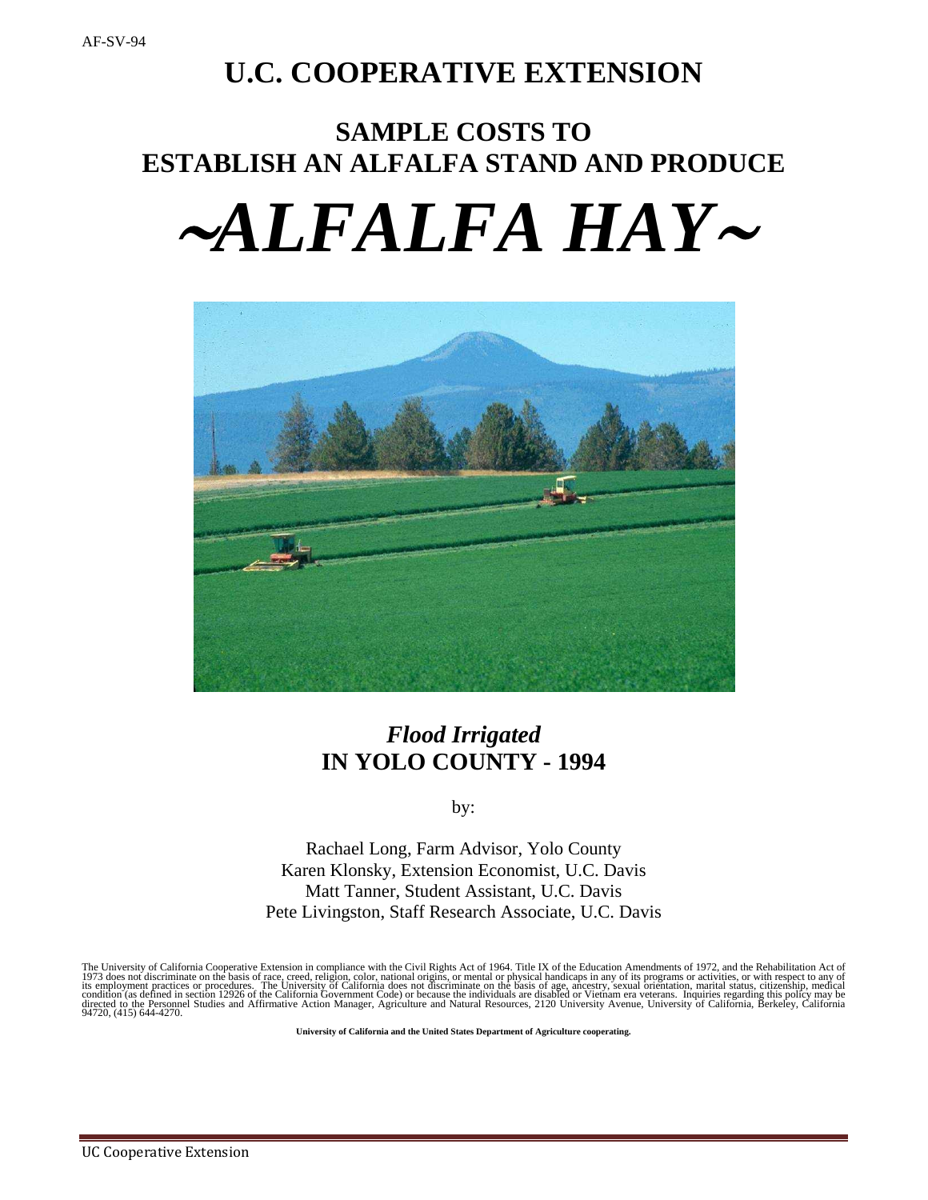AF-SV-94

# U.C. COOPERATIVE EXTENSION

## SAMPLE COSTS TO ESTABLISH AN ALFALFA STAND AND PRODUCE

# *~ALFALFA HAY~*

## *Flood Irrigated*
## IN YOLO COUNTY - 1994

by:

Rachael Long, Farm Advisor, Yolo County
Karen Klonsky, Extension Economist, U.C. Davis
Matt Tanner, Student Assistant, U.C. Davis
Pete Livingston, Staff Research Associate, U.C. Davis

The University of California Cooperative Extension in compliance with the Civil Rights Act of 1964. Title IX of the Education Amendments of 1972, and the Rehabilitation Act of 1973 does not discriminate on the basis of race, creed, religion, color, national origins, or mental or physical handicaps in any of its programs or activities, or with respect to any of its employment practices or procedures. The University of California does not discriminate on the basis of age, ancestry, sexual orientation, marital status, citizenship, medical condition (as defined in section 12926 of the California Government Code) or because the individuals are disabled or Vietnam era veterans. Inquiries regarding this policy may be directed to the Personnel Studies and Affirmative Action Manager, Agriculture and Natural Resources, 2120 University Avenue, University of California, Berkeley, California 94720, (415) 644-4270.

**University of California and the United States Department of Agriculture cooperating.**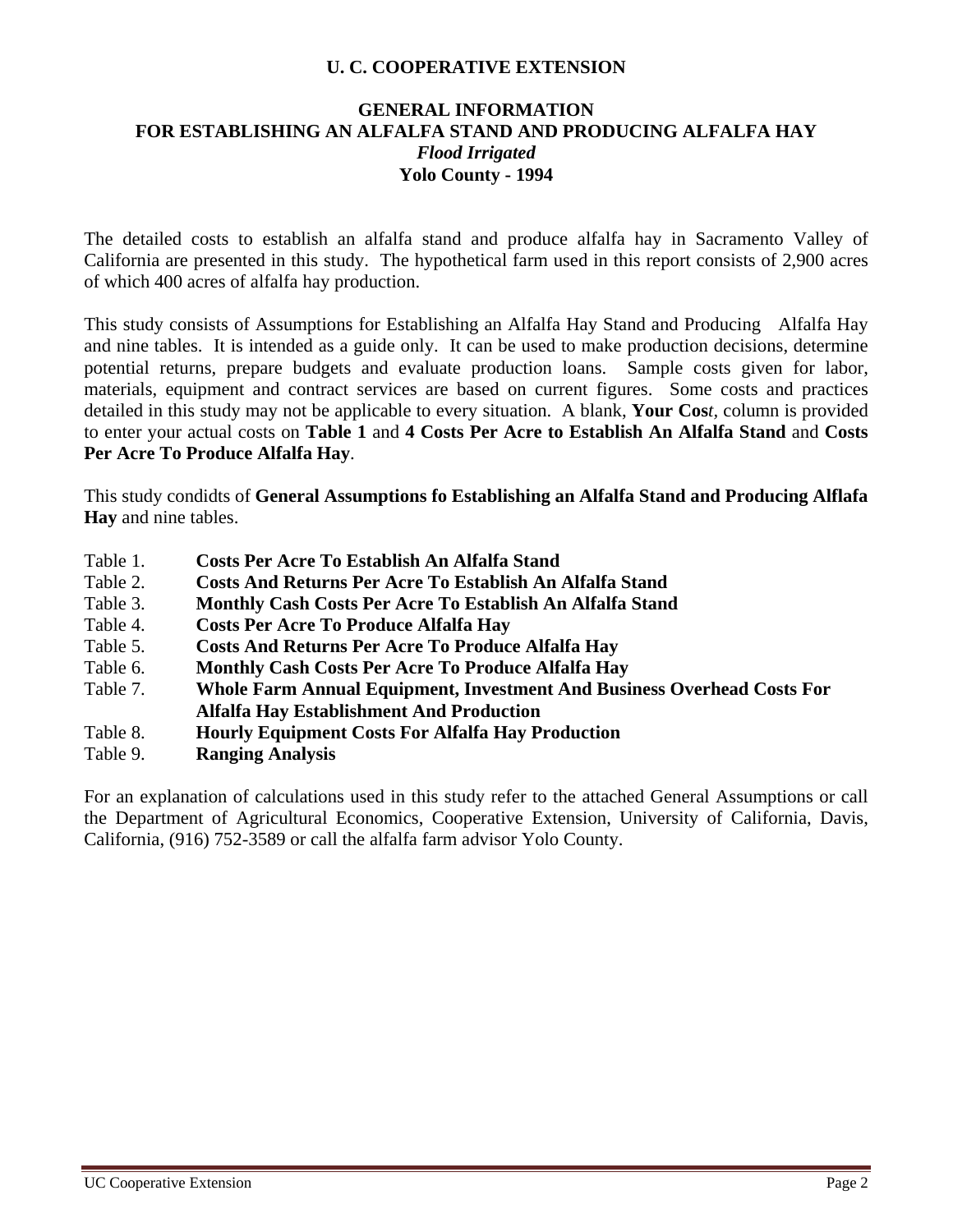**U. C. COOPERATIVE EXTENSION**

# GENERAL INFORMATION
# FOR ESTABLISHING AN ALFALFA STAND AND PRODUCING ALFALFA HAY
***Flood Irrigated***
**Yolo County - 1994**

The detailed costs to establish an alfalfa stand and produce alfalfa hay in Sacramento Valley of California are presented in this study. The hypothetical farm used in this report consists of 2,900 acres of which 400 acres of alfalfa hay production.

This study consists of Assumptions for Establishing an Alfalfa Hay Stand and Producing Alfalfa Hay and nine tables. It is intended as a guide only. It can be used to make production decisions, determine potential returns, prepare budgets and evaluate production loans. Sample costs given for labor, materials, equipment and contract services are based on current figures. Some costs and practices detailed in this study may not be applicable to every situation. A blank, **Your Cos***t*, column is provided to enter your actual costs on **Table 1** and **4 Costs Per Acre to Establish An Alfalfa Stand** and **Costs Per Acre To Produce Alfalfa Hay**.

This study condidts of **General Assumptions fo Establishing an Alfalfa Stand and Producing Alflafa Hay** and nine tables.

Table 1. **Costs Per Acre To Establish An Alfalfa Stand**
Table 2. **Costs And Returns Per Acre To Establish An Alfalfa Stand**
Table 3. **Monthly Cash Costs Per Acre To Establish An Alfalfa Stand**
Table 4. **Costs Per Acre To Produce Alfalfa Hay**
Table 5. **Costs And Returns Per Acre To Produce Alfalfa Hay**
Table 6. **Monthly Cash Costs Per Acre To Produce Alfalfa Hay**
Table 7. **Whole Farm Annual Equipment, Investment And Business Overhead Costs For Alfalfa Hay Establishment And Production**
Table 8. **Hourly Equipment Costs For Alfalfa Hay Production**
Table 9. **Ranging Analysis**

For an explanation of calculations used in this study refer to the attached General Assumptions or call the Department of Agricultural Economics, Cooperative Extension, University of California, Davis, California, (916) 752-3589 or call the alfalfa farm advisor Yolo County.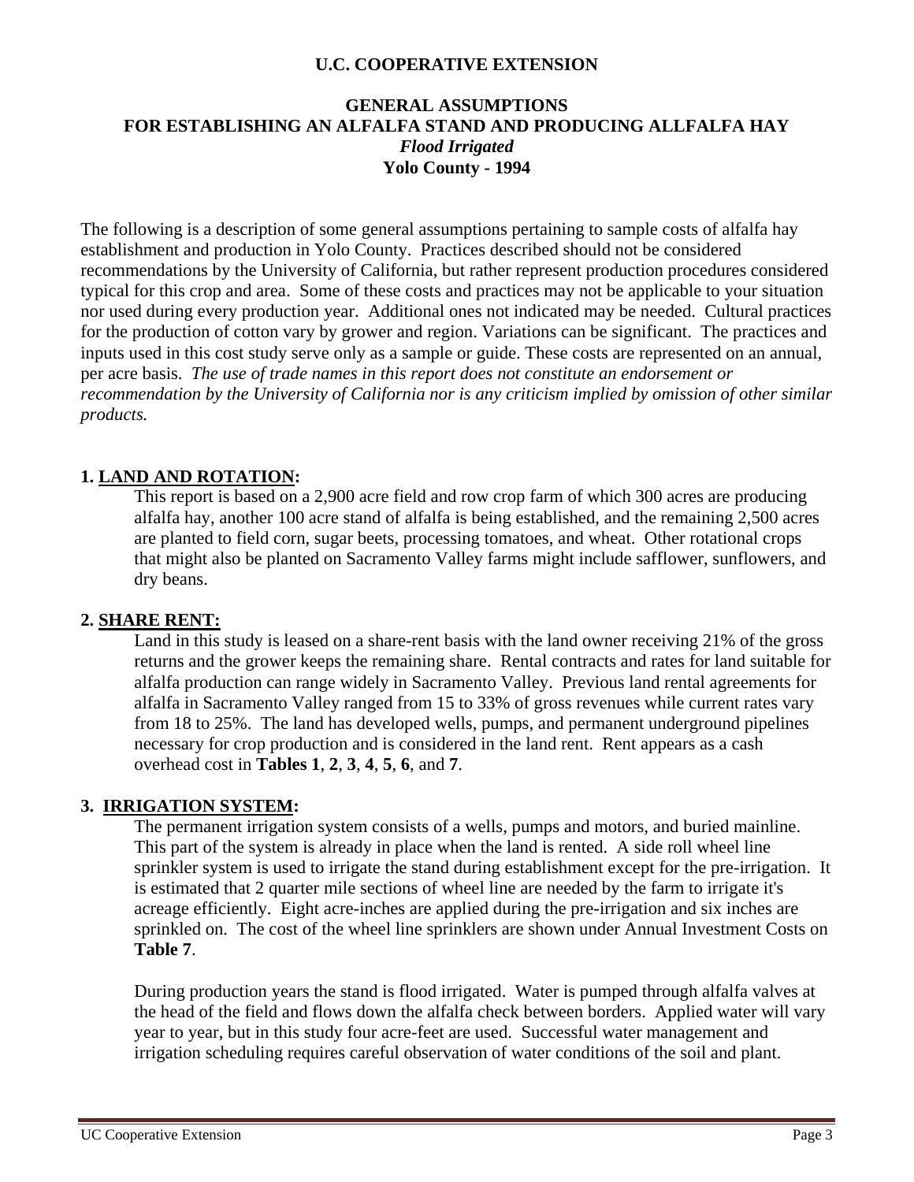**U.C. COOPERATIVE EXTENSION**

# GENERAL ASSUMPTIONS FOR ESTABLISHING AN ALFALFA STAND AND PRODUCING ALLFALFA HAY

***Flood Irrigated***

**Yolo County - 1994**

The following is a description of some general assumptions pertaining to sample costs of alfalfa hay establishment and production in Yolo County. Practices described should not be considered recommendations by the University of California, but rather represent production procedures considered typical for this crop and area. Some of these costs and practices may not be applicable to your situation nor used during every production year. Additional ones not indicated may be needed. Cultural practices for the production of cotton vary by grower and region. Variations can be significant. The practices and inputs used in this cost study serve only as a sample or guide. These costs are represented on an annual, per acre basis. *The use of trade names in this report does not constitute an endorsement or recommendation by the University of California nor is any criticism implied by omission of other similar products.*

## 1. LAND AND ROTATION:

This report is based on a 2,900 acre field and row crop farm of which 300 acres are producing alfalfa hay, another 100 acre stand of alfalfa is being established, and the remaining 2,500 acres are planted to field corn, sugar beets, processing tomatoes, and wheat. Other rotational crops that might also be planted on Sacramento Valley farms might include safflower, sunflowers, and dry beans.

## 2. SHARE RENT:

Land in this study is leased on a share-rent basis with the land owner receiving 21% of the gross returns and the grower keeps the remaining share. Rental contracts and rates for land suitable for alfalfa production can range widely in Sacramento Valley. Previous land rental agreements for alfalfa in Sacramento Valley ranged from 15 to 33% of gross revenues while current rates vary from 18 to 25%. The land has developed wells, pumps, and permanent underground pipelines necessary for crop production and is considered in the land rent. Rent appears as a cash overhead cost in **Tables 1**, **2**, **3**, **4**, **5**, **6**, and **7**.

## 3. IRRIGATION SYSTEM:

The permanent irrigation system consists of a wells, pumps and motors, and buried mainline. This part of the system is already in place when the land is rented. A side roll wheel line sprinkler system is used to irrigate the stand during establishment except for the pre-irrigation. It is estimated that 2 quarter mile sections of wheel line are needed by the farm to irrigate it's acreage efficiently. Eight acre-inches are applied during the pre-irrigation and six inches are sprinkled on. The cost of the wheel line sprinklers are shown under Annual Investment Costs on **Table 7**.

During production years the stand is flood irrigated. Water is pumped through alfalfa valves at the head of the field and flows down the alfalfa check between borders. Applied water will vary year to year, but in this study four acre-feet are used. Successful water management and irrigation scheduling requires careful observation of water conditions of the soil and plant.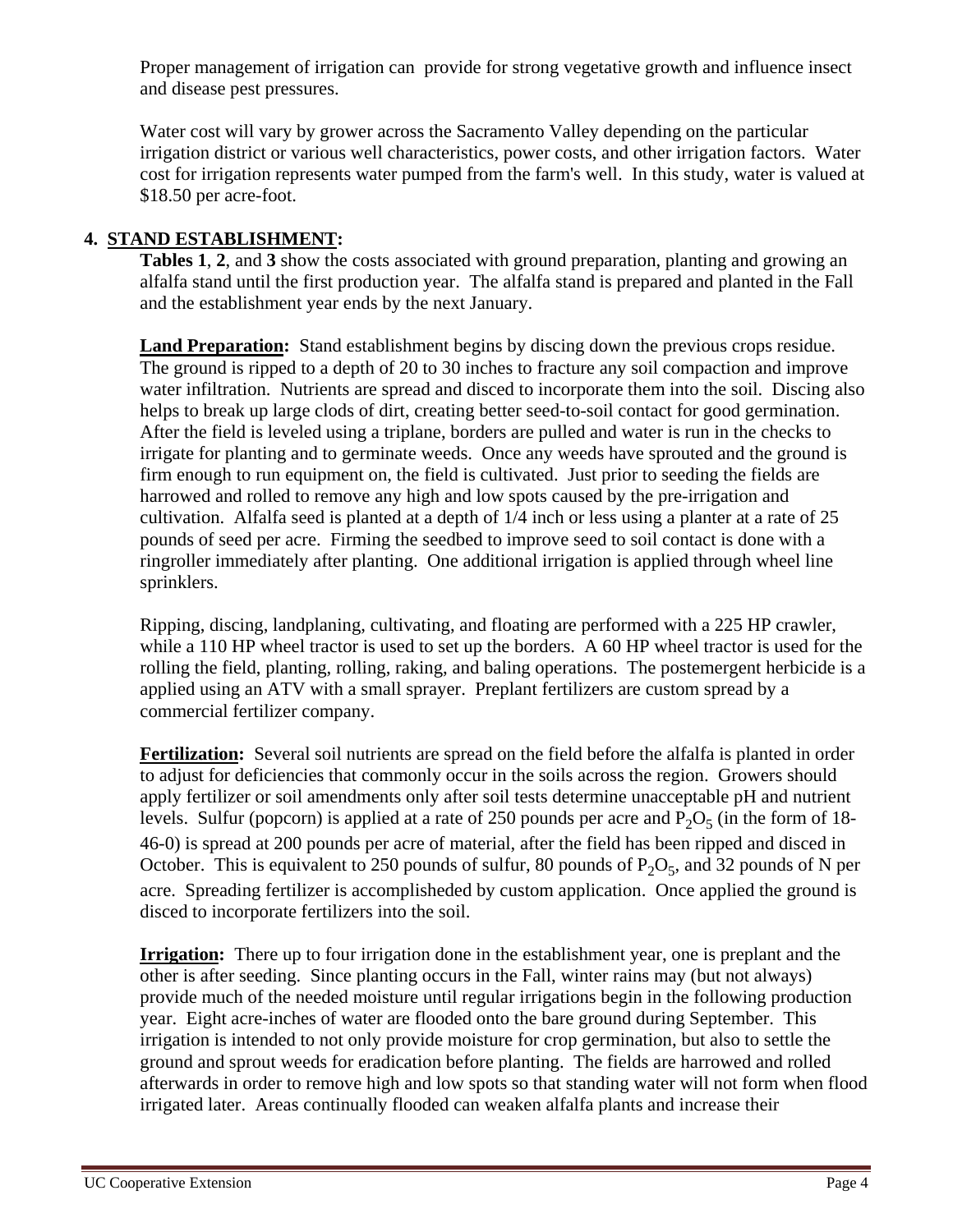Proper management of irrigation can provide for strong vegetative growth and influence insect and disease pest pressures.

Water cost will vary by grower across the Sacramento Valley depending on the particular irrigation district or various well characteristics, power costs, and other irrigation factors. Water cost for irrigation represents water pumped from the farm's well. In this study, water is valued at $18.50 per acre-foot.

## 4. STAND ESTABLISHMENT:

**Tables 1**, **2**, and **3** show the costs associated with ground preparation, planting and growing an alfalfa stand until the first production year. The alfalfa stand is prepared and planted in the Fall and the establishment year ends by the next January.

**Land Preparation:** Stand establishment begins by discing down the previous crops residue. The ground is ripped to a depth of 20 to 30 inches to fracture any soil compaction and improve water infiltration. Nutrients are spread and disced to incorporate them into the soil. Discing also helps to break up large clods of dirt, creating better seed-to-soil contact for good germination. After the field is leveled using a triplane, borders are pulled and water is run in the checks to irrigate for planting and to germinate weeds. Once any weeds have sprouted and the ground is firm enough to run equipment on, the field is cultivated. Just prior to seeding the fields are harrowed and rolled to remove any high and low spots caused by the pre-irrigation and cultivation. Alfalfa seed is planted at a depth of 1/4 inch or less using a planter at a rate of 25 pounds of seed per acre. Firming the seedbed to improve seed to soil contact is done with a ringroller immediately after planting. One additional irrigation is applied through wheel line sprinklers.

Ripping, discing, landplaning, cultivating, and floating are performed with a 225 HP crawler, while a 110 HP wheel tractor is used to set up the borders. A 60 HP wheel tractor is used for the rolling the field, planting, rolling, raking, and baling operations. The postemergent herbicide is a applied using an ATV with a small sprayer. Preplant fertilizers are custom spread by a commercial fertilizer company.

**Fertilization:** Several soil nutrients are spread on the field before the alfalfa is planted in order to adjust for deficiencies that commonly occur in the soils across the region. Growers should apply fertilizer or soil amendments only after soil tests determine unacceptable pH and nutrient levels. Sulfur (popcorn) is applied at a rate of 250 pounds per acre and $P_2O_5$ (in the form of 18-46-0) is spread at 200 pounds per acre of material, after the field has been ripped and disced in October. This is equivalent to 250 pounds of sulfur, 80 pounds of $P_2O_5$, and 32 pounds of N per acre. Spreading fertilizer is accomplisheded by custom application. Once applied the ground is disced to incorporate fertilizers into the soil.

**Irrigation:** There up to four irrigation done in the establishment year, one is preplant and the other is after seeding. Since planting occurs in the Fall, winter rains may (but not always) provide much of the needed moisture until regular irrigations begin in the following production year. Eight acre-inches of water are flooded onto the bare ground during September. This irrigation is intended to not only provide moisture for crop germination, but also to settle the ground and sprout weeds for eradication before planting. The fields are harrowed and rolled afterwards in order to remove high and low spots so that standing water will not form when flood irrigated later. Areas continually flooded can weaken alfalfa plants and increase their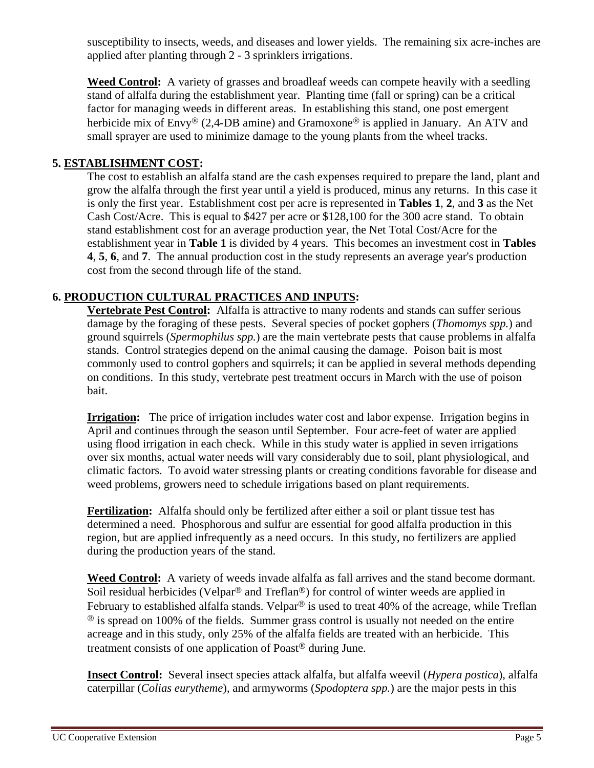susceptibility to insects, weeds, and diseases and lower yields. The remaining six acre-inches are applied after planting through 2 - 3 sprinklers irrigations.

**Weed Control:** A variety of grasses and broadleaf weeds can compete heavily with a seedling stand of alfalfa during the establishment year. Planting time (fall or spring) can be a critical factor for managing weeds in different areas. In establishing this stand, one post emergent herbicide mix of Envy® (2,4-DB amine) and Gramoxone® is applied in January. An ATV and small sprayer are used to minimize damage to the young plants from the wheel tracks.

## 5. ESTABLISHMENT COST:

The cost to establish an alfalfa stand are the cash expenses required to prepare the land, plant and grow the alfalfa through the first year until a yield is produced, minus any returns. In this case it is only the first year. Establishment cost per acre is represented in **Tables 1**, **2**, and **3** as the Net Cash Cost/Acre. This is equal to $427 per acre or $128,100 for the 300 acre stand. To obtain stand establishment cost for an average production year, the Net Total Cost/Acre for the establishment year in **Table 1** is divided by 4 years. This becomes an investment cost in **Tables 4**, **5**, **6**, and **7**. The annual production cost in the study represents an average year's production cost from the second through life of the stand.

## 6. PRODUCTION CULTURAL PRACTICES AND INPUTS:

**Vertebrate Pest Control:** Alfalfa is attractive to many rodents and stands can suffer serious damage by the foraging of these pests. Several species of pocket gophers (*Thomomys spp.*) and ground squirrels (*Spermophilus spp.*) are the main vertebrate pests that cause problems in alfalfa stands. Control strategies depend on the animal causing the damage. Poison bait is most commonly used to control gophers and squirrels; it can be applied in several methods depending on conditions. In this study, vertebrate pest treatment occurs in March with the use of poison bait.

**Irrigation:** The price of irrigation includes water cost and labor expense. Irrigation begins in April and continues through the season until September. Four acre-feet of water are applied using flood irrigation in each check. While in this study water is applied in seven irrigations over six months, actual water needs will vary considerably due to soil, plant physiological, and climatic factors. To avoid water stressing plants or creating conditions favorable for disease and weed problems, growers need to schedule irrigations based on plant requirements.

**Fertilization:** Alfalfa should only be fertilized after either a soil or plant tissue test has determined a need. Phosphorous and sulfur are essential for good alfalfa production in this region, but are applied infrequently as a need occurs. In this study, no fertilizers are applied during the production years of the stand.

**Weed Control:** A variety of weeds invade alfalfa as fall arrives and the stand become dormant. Soil residual herbicides (Velpar® and Treflan®) for control of winter weeds are applied in February to established alfalfa stands. Velpar® is used to treat 40% of the acreage, while Treflan ® is spread on 100% of the fields. Summer grass control is usually not needed on the entire acreage and in this study, only 25% of the alfalfa fields are treated with an herbicide. This treatment consists of one application of Poast® during June.

**Insect Control:** Several insect species attack alfalfa, but alfalfa weevil (*Hypera postica*), alfalfa caterpillar (*Colias eurytheme*), and armyworms (*Spodoptera spp.*) are the major pests in this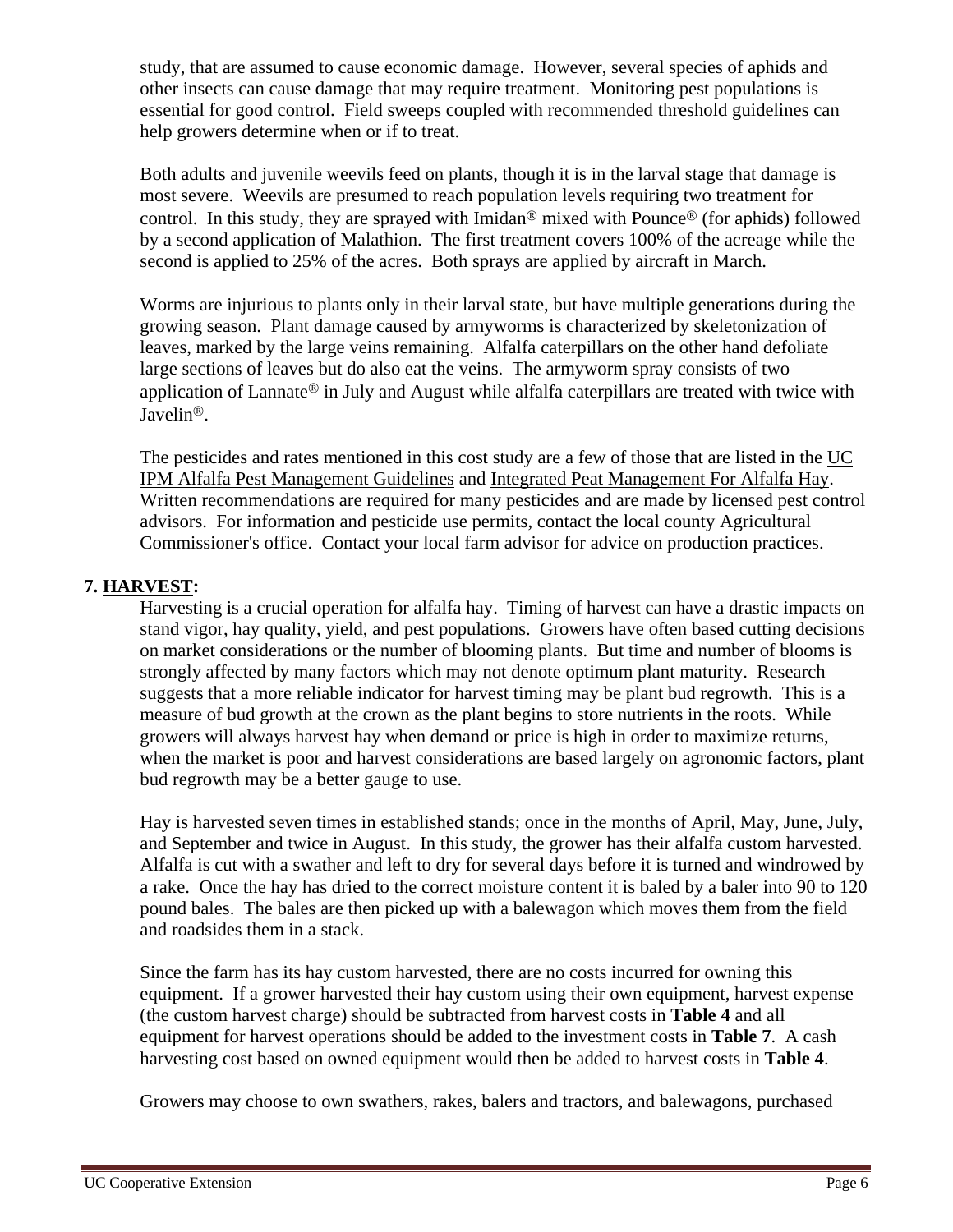study, that are assumed to cause economic damage. However, several species of aphids and other insects can cause damage that may require treatment. Monitoring pest populations is essential for good control. Field sweeps coupled with recommended threshold guidelines can help growers determine when or if to treat.

Both adults and juvenile weevils feed on plants, though it is in the larval stage that damage is most severe. Weevils are presumed to reach population levels requiring two treatment for control. In this study, they are sprayed with Imidan® mixed with Pounce® (for aphids) followed by a second application of Malathion. The first treatment covers 100% of the acreage while the second is applied to 25% of the acres. Both sprays are applied by aircraft in March.

Worms are injurious to plants only in their larval state, but have multiple generations during the growing season. Plant damage caused by armyworms is characterized by skeletonization of leaves, marked by the large veins remaining. Alfalfa caterpillars on the other hand defoliate large sections of leaves but do also eat the veins. The armyworm spray consists of two application of Lannate® in July and August while alfalfa caterpillars are treated with twice with Javelin®.

The pesticides and rates mentioned in this cost study are a few of those that are listed in the UC IPM Alfalfa Pest Management Guidelines and Integrated Peat Management For Alfalfa Hay. Written recommendations are required for many pesticides and are made by licensed pest control advisors. For information and pesticide use permits, contact the local county Agricultural Commissioner's office. Contact your local farm advisor for advice on production practices.

## 7. HARVEST:

Harvesting is a crucial operation for alfalfa hay. Timing of harvest can have a drastic impacts on stand vigor, hay quality, yield, and pest populations. Growers have often based cutting decisions on market considerations or the number of blooming plants. But time and number of blooms is strongly affected by many factors which may not denote optimum plant maturity. Research suggests that a more reliable indicator for harvest timing may be plant bud regrowth. This is a measure of bud growth at the crown as the plant begins to store nutrients in the roots. While growers will always harvest hay when demand or price is high in order to maximize returns, when the market is poor and harvest considerations are based largely on agronomic factors, plant bud regrowth may be a better gauge to use.

Hay is harvested seven times in established stands; once in the months of April, May, June, July, and September and twice in August. In this study, the grower has their alfalfa custom harvested. Alfalfa is cut with a swather and left to dry for several days before it is turned and windrowed by a rake. Once the hay has dried to the correct moisture content it is baled by a baler into 90 to 120 pound bales. The bales are then picked up with a balewagon which moves them from the field and roadsides them in a stack.

Since the farm has its hay custom harvested, there are no costs incurred for owning this equipment. If a grower harvested their hay custom using their own equipment, harvest expense (the custom harvest charge) should be subtracted from harvest costs in **Table 4** and all equipment for harvest operations should be added to the investment costs in **Table 7**. A cash harvesting cost based on owned equipment would then be added to harvest costs in **Table 4**.

Growers may choose to own swathers, rakes, balers and tractors, and balewagons, purchased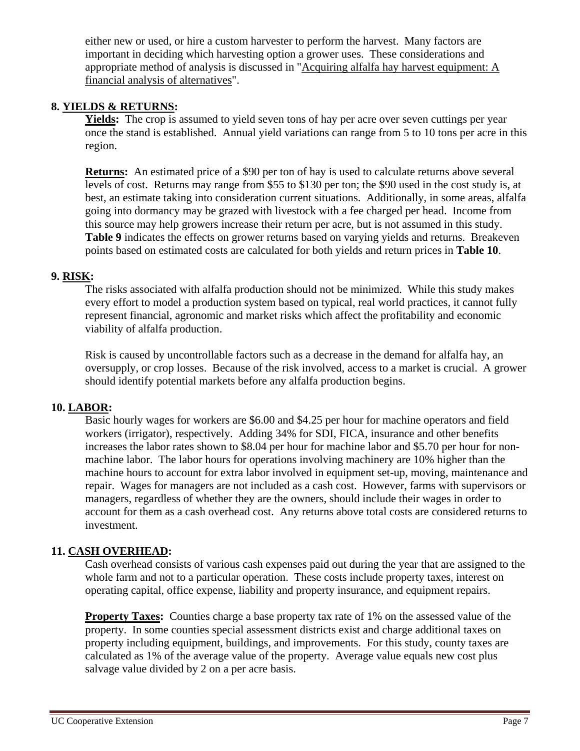either new or used, or hire a custom harvester to perform the harvest. Many factors are important in deciding which harvesting option a grower uses. These considerations and appropriate method of analysis is discussed in "Acquiring alfalfa hay harvest equipment: A financial analysis of alternatives".

## 8. YIELDS & RETURNS:

**Yields:** The crop is assumed to yield seven tons of hay per acre over seven cuttings per year once the stand is established. Annual yield variations can range from 5 to 10 tons per acre in this region.

**Returns:** An estimated price of a $90 per ton of hay is used to calculate returns above several levels of cost. Returns may range from $55 to $130 per ton; the $90 used in the cost study is, at best, an estimate taking into consideration current situations. Additionally, in some areas, alfalfa going into dormancy may be grazed with livestock with a fee charged per head. Income from this source may help growers increase their return per acre, but is not assumed in this study. **Table 9** indicates the effects on grower returns based on varying yields and returns. Breakeven points based on estimated costs are calculated for both yields and return prices in **Table 10**.

## 9. RISK:

The risks associated with alfalfa production should not be minimized. While this study makes every effort to model a production system based on typical, real world practices, it cannot fully represent financial, agronomic and market risks which affect the profitability and economic viability of alfalfa production.

Risk is caused by uncontrollable factors such as a decrease in the demand for alfalfa hay, an oversupply, or crop losses. Because of the risk involved, access to a market is crucial. A grower should identify potential markets before any alfalfa production begins.

## 10. LABOR:

Basic hourly wages for workers are $6.00 and $4.25 per hour for machine operators and field workers (irrigator), respectively. Adding 34% for SDI, FICA, insurance and other benefits increases the labor rates shown to $8.04 per hour for machine labor and $5.70 per hour for non-machine labor. The labor hours for operations involving machinery are 10% higher than the machine hours to account for extra labor involved in equipment set-up, moving, maintenance and repair. Wages for managers are not included as a cash cost. However, farms with supervisors or managers, regardless of whether they are the owners, should include their wages in order to account for them as a cash overhead cost. Any returns above total costs are considered returns to investment.

## 11. CASH OVERHEAD:

Cash overhead consists of various cash expenses paid out during the year that are assigned to the whole farm and not to a particular operation. These costs include property taxes, interest on operating capital, office expense, liability and property insurance, and equipment repairs.

**Property Taxes:** Counties charge a base property tax rate of 1% on the assessed value of the property. In some counties special assessment districts exist and charge additional taxes on property including equipment, buildings, and improvements. For this study, county taxes are calculated as 1% of the average value of the property. Average value equals new cost plus salvage value divided by 2 on a per acre basis.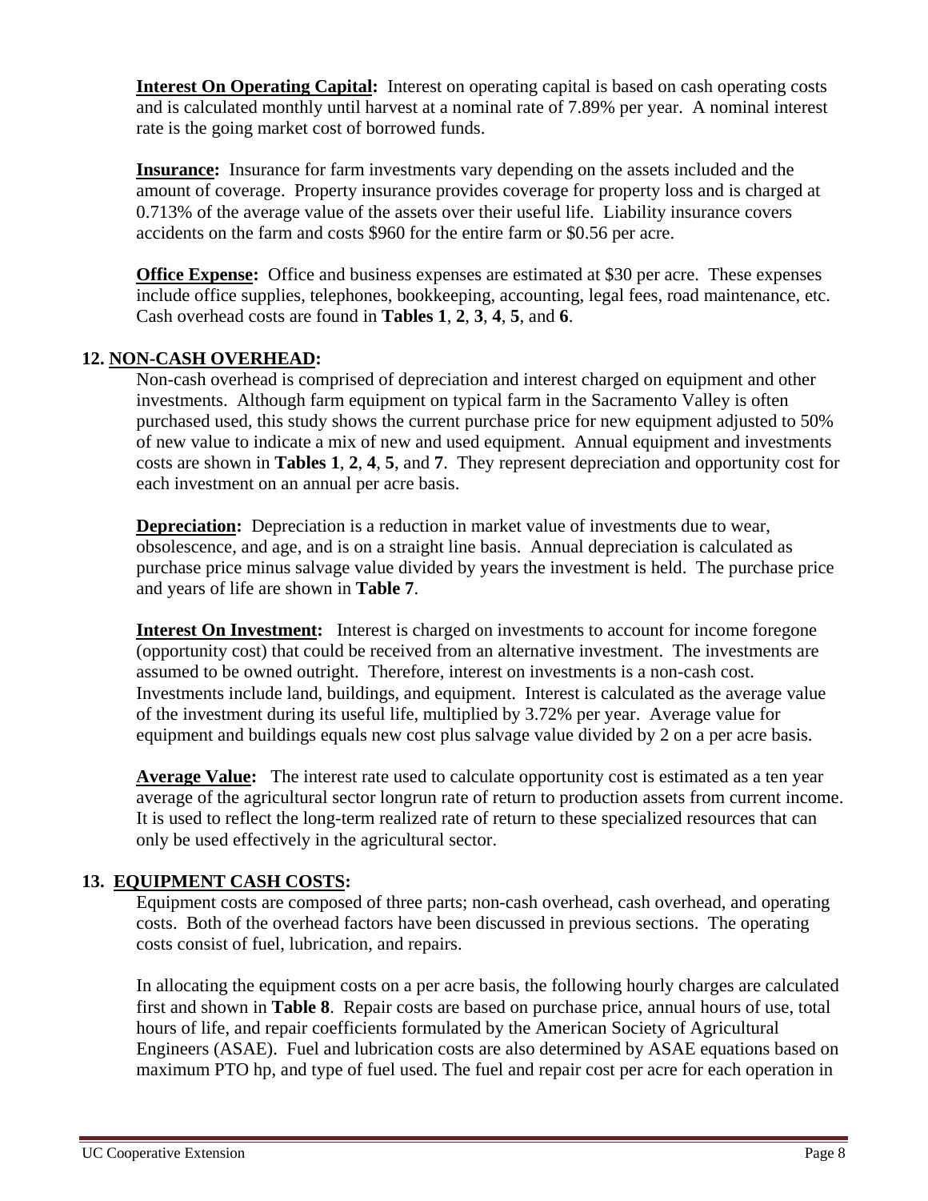**Interest On Operating Capital:** Interest on operating capital is based on cash operating costs and is calculated monthly until harvest at a nominal rate of 7.89% per year. A nominal interest rate is the going market cost of borrowed funds.

**Insurance:** Insurance for farm investments vary depending on the assets included and the amount of coverage. Property insurance provides coverage for property loss and is charged at 0.713% of the average value of the assets over their useful life. Liability insurance covers accidents on the farm and costs $960 for the entire farm or $0.56 per acre.

**Office Expense:** Office and business expenses are estimated at $30 per acre. These expenses include office supplies, telephones, bookkeeping, accounting, legal fees, road maintenance, etc. Cash overhead costs are found in **Tables 1**, **2**, **3**, **4**, **5**, and **6**.

## 12. NON-CASH OVERHEAD:

Non-cash overhead is comprised of depreciation and interest charged on equipment and other investments. Although farm equipment on typical farm in the Sacramento Valley is often purchased used, this study shows the current purchase price for new equipment adjusted to 50% of new value to indicate a mix of new and used equipment. Annual equipment and investments costs are shown in **Tables 1**, **2**, **4**, **5**, and **7**. They represent depreciation and opportunity cost for each investment on an annual per acre basis.

**Depreciation:** Depreciation is a reduction in market value of investments due to wear, obsolescence, and age, and is on a straight line basis. Annual depreciation is calculated as purchase price minus salvage value divided by years the investment is held. The purchase price and years of life are shown in **Table 7**.

**Interest On Investment:** Interest is charged on investments to account for income foregone (opportunity cost) that could be received from an alternative investment. The investments are assumed to be owned outright. Therefore, interest on investments is a non-cash cost. Investments include land, buildings, and equipment. Interest is calculated as the average value of the investment during its useful life, multiplied by 3.72% per year. Average value for equipment and buildings equals new cost plus salvage value divided by 2 on a per acre basis.

**Average Value:** The interest rate used to calculate opportunity cost is estimated as a ten year average of the agricultural sector longrun rate of return to production assets from current income. It is used to reflect the long-term realized rate of return to these specialized resources that can only be used effectively in the agricultural sector.

## 13. EQUIPMENT CASH COSTS:

Equipment costs are composed of three parts; non-cash overhead, cash overhead, and operating costs. Both of the overhead factors have been discussed in previous sections. The operating costs consist of fuel, lubrication, and repairs.

In allocating the equipment costs on a per acre basis, the following hourly charges are calculated first and shown in **Table 8**. Repair costs are based on purchase price, annual hours of use, total hours of life, and repair coefficients formulated by the American Society of Agricultural Engineers (ASAE). Fuel and lubrication costs are also determined by ASAE equations based on maximum PTO hp, and type of fuel used. The fuel and repair cost per acre for each operation in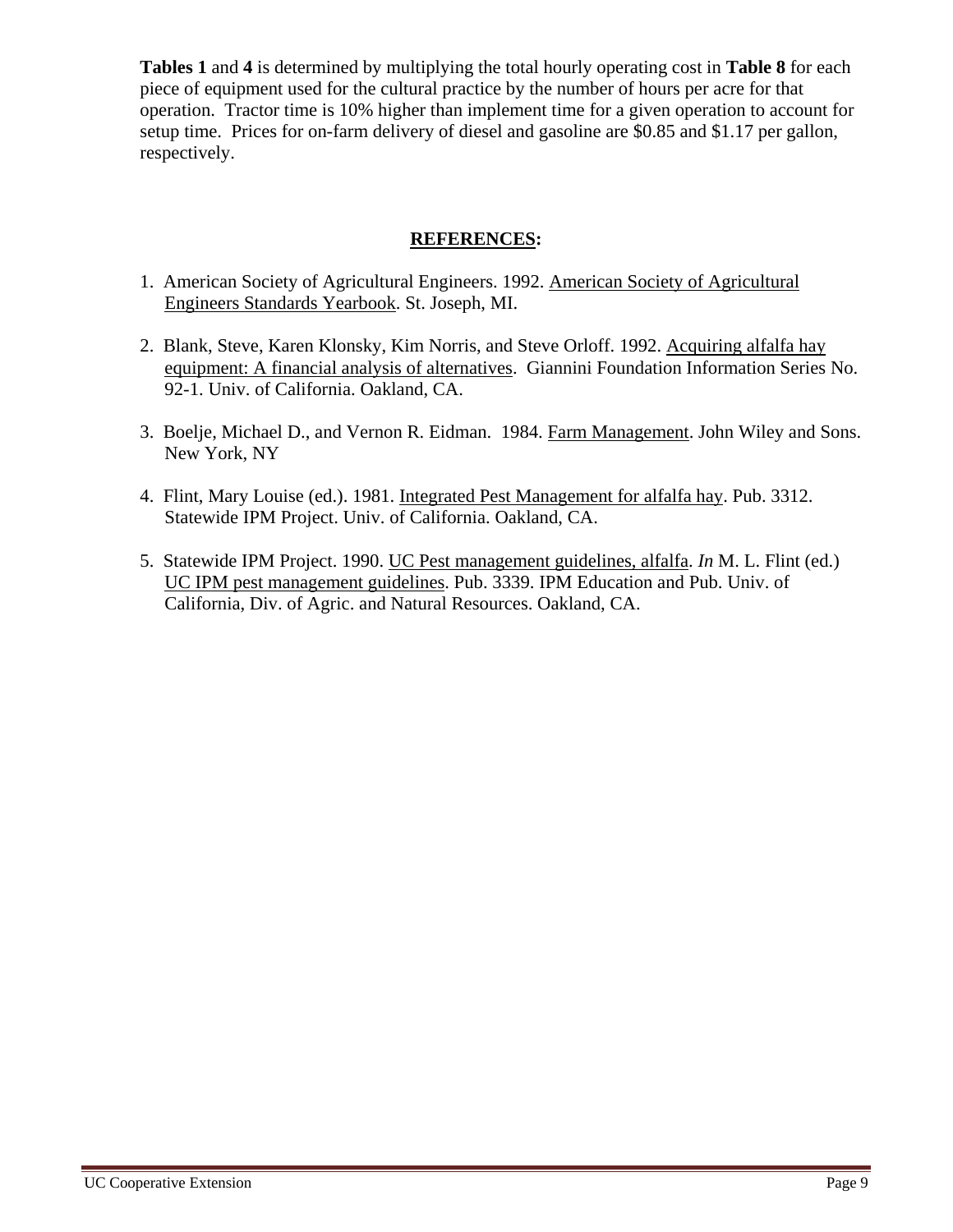**Tables 1** and **4** is determined by multiplying the total hourly operating cost in **Table 8** for each piece of equipment used for the cultural practice by the number of hours per acre for that operation. Tractor time is 10% higher than implement time for a given operation to account for setup time. Prices for on-farm delivery of diesel and gasoline are $0.85 and $1.17 per gallon, respectively.

## REFERENCES:

1. American Society of Agricultural Engineers. 1992. American Society of Agricultural Engineers Standards Yearbook. St. Joseph, MI.

2. Blank, Steve, Karen Klonsky, Kim Norris, and Steve Orloff. 1992. Acquiring alfalfa hay equipment: A financial analysis of alternatives. Giannini Foundation Information Series No. 92-1. Univ. of California. Oakland, CA.

3. Boelje, Michael D., and Vernon R. Eidman. 1984. Farm Management. John Wiley and Sons. New York, NY

4. Flint, Mary Louise (ed.). 1981. Integrated Pest Management for alfalfa hay. Pub. 3312. Statewide IPM Project. Univ. of California. Oakland, CA.

5. Statewide IPM Project. 1990. UC Pest management guidelines, alfalfa. *In* M. L. Flint (ed.) UC IPM pest management guidelines. Pub. 3339. IPM Education and Pub. Univ. of California, Div. of Agric. and Natural Resources. Oakland, CA.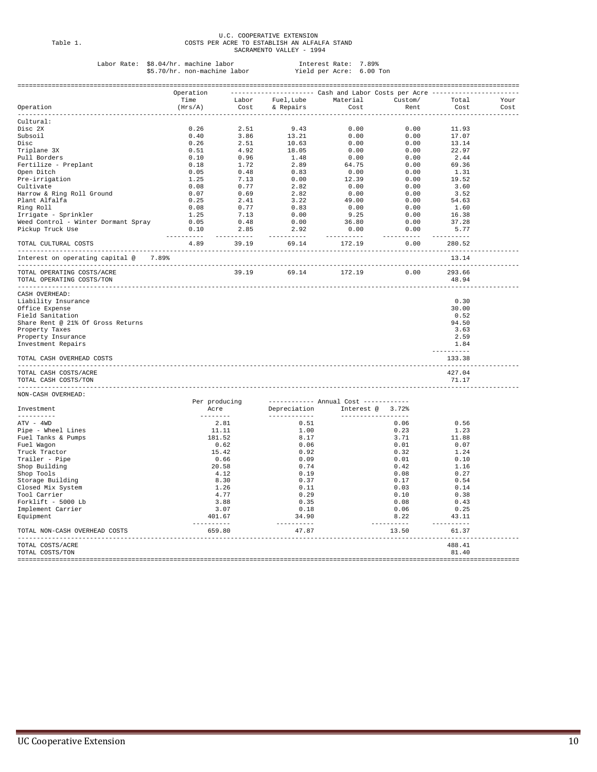Table 1.

U.C. COOPERATIVE EXTENSION
COSTS PER ACRE TO ESTABLISH AN ALFALFA STAND
SACRAMENTO VALLEY - 1994

Labor Rate: $8.04/hr. machine labor
$5.70/hr. non-machine labor

Interest Rate: 7.89%
Yield per Acre: 6.00 Ton

| Operation | Operation Time (Hrs/A) | Labor Cost | Fuel, Lube & Repairs | Material Cost | Custom/ Rent | Total Cost | Your Cost |
|---|---|---|---|---|---|---|---|
| | | Cash and Labor Costs per Acre | | | | | |
| **Cultural:** | | | | | | | |
| Disc 2X | 0.26 | 2.51 | 9.43 | 0.00 | 0.00 | 11.93 | |
| Subsoil | 0.40 | 3.86 | 13.21 | 0.00 | 0.00 | 17.07 | |
| Disc | 0.26 | 2.51 | 10.63 | 0.00 | 0.00 | 13.14 | |
| Triplane 3X | 0.51 | 4.92 | 18.05 | 0.00 | 0.00 | 22.97 | |
| Pull Borders | 0.10 | 0.96 | 1.48 | 0.00 | 0.00 | 2.44 | |
| Fertilize - Preplant | 0.18 | 1.72 | 2.89 | 64.75 | 0.00 | 69.36 | |
| Open Ditch | 0.05 | 0.48 | 0.83 | 0.00 | 0.00 | 1.31 | |
| Pre-irrigation | 1.25 | 7.13 | 0.00 | 12.39 | 0.00 | 19.52 | |
| Cultivate | 0.08 | 0.77 | 2.82 | 0.00 | 0.00 | 3.60 | |
| Harrow & Ring Roll Ground | 0.07 | 0.69 | 2.82 | 0.00 | 0.00 | 3.52 | |
| Plant Alfalfa | 0.25 | 2.41 | 3.22 | 49.00 | 0.00 | 54.63 | |
| Ring Roll | 0.08 | 0.77 | 0.83 | 0.00 | 0.00 | 1.60 | |
| Irrigate - Sprinkler | 1.25 | 7.13 | 0.00 | 9.25 | 0.00 | 16.38 | |
| Weed Control - Winter Dormant Spray | 0.05 | 0.48 | 0.00 | 36.80 | 0.00 | 37.28 | |
| Pickup Truck Use | 0.10 | 2.85 | 2.92 | 0.00 | 0.00 | 5.77 | |
| TOTAL CULTURAL COSTS | 4.89 | 39.19 | 69.14 | 172.19 | 0.00 | 280.52 | |
| Interest on operating capital @ 7.89% | | | | | | 13.14 | |
| TOTAL OPERATING COSTS/ACRE | | 39.19 | 69.14 | 172.19 | 0.00 | 293.66 | |
| TOTAL OPERATING COSTS/TON | | | | | | 48.94 | |
| **CASH OVERHEAD:** | | | | | | | |
| Liability Insurance | | | | | | 0.30 | |
| Office Expense | | | | | | 30.00 | |
| Field Sanitation | | | | | | 0.52 | |
| Share Rent @ 21% Of Gross Returns | | | | | | 94.50 | |
| Property Taxes | | | | | | 3.63 | |
| Property Insurance | | | | | | 2.59 | |
| Investment Repairs | | | | | | 1.84 | |
| TOTAL CASH OVERHEAD COSTS | | | | | | 133.38 | |
| TOTAL CASH COSTS/ACRE | | | | | | 427.04 | |
| TOTAL CASH COSTS/TON | | | | | | 71.17 | |

NON-CASH OVERHEAD:

| Investment | Per producing Acre | Annual Cost: Depreciation | Annual Cost: Interest @ 3.72% | Total Cost | Your Cost |
|---|---|---|---|---|---|
| ATV - 4WD | 2.81 | 0.51 | 0.06 | 0.56 | |
| Pipe - Wheel Lines | 11.11 | 1.00 | 0.23 | 1.23 | |
| Fuel Tanks & Pumps | 181.52 | 8.17 | 3.71 | 11.88 | |
| Fuel Wagon | 0.62 | 0.06 | 0.01 | 0.07 | |
| Truck Tractor | 15.42 | 0.92 | 0.32 | 1.24 | |
| Trailer - Pipe | 0.66 | 0.09 | 0.01 | 0.10 | |
| Shop Building | 20.58 | 0.74 | 0.42 | 1.16 | |
| Shop Tools | 4.12 | 0.19 | 0.08 | 0.27 | |
| Storage Building | 8.30 | 0.37 | 0.17 | 0.54 | |
| Closed Mix System | 1.26 | 0.11 | 0.03 | 0.14 | |
| Tool Carrier | 4.77 | 0.29 | 0.10 | 0.38 | |
| Forklift - 5000 Lb | 3.88 | 0.35 | 0.08 | 0.43 | |
| Implement Carrier | 3.07 | 0.18 | 0.06 | 0.25 | |
| Equipment | 401.67 | 34.90 | 8.22 | 43.11 | |
| TOTAL NON-CASH OVERHEAD COSTS | 659.80 | 47.87 | 13.50 | 61.37 | |
| TOTAL COSTS/ACRE | | | | 488.41 | |
| TOTAL COSTS/TON | | | | 81.40 | |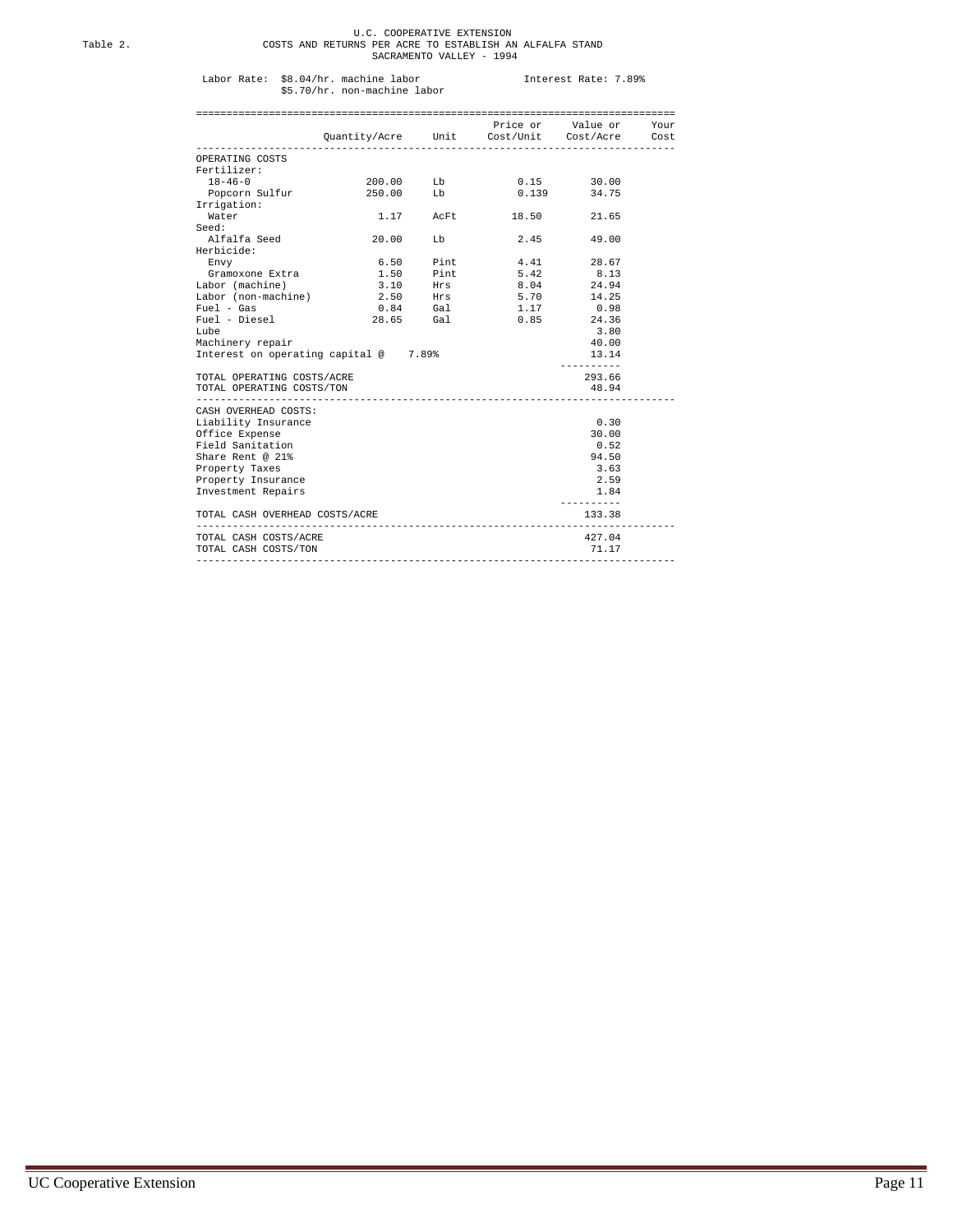Table 2.

U.C. COOPERATIVE EXTENSION
COSTS AND RETURNS PER ACRE TO ESTABLISH AN ALFALFA STAND
SACRAMENTO VALLEY - 1994

Labor Rate: $8.04/hr. machine labor
$5.70/hr. non-machine labor

Interest Rate: 7.89%

| | Quantity/Acre | Unit | Price or Cost/Unit | Value or Cost/Acre | Your Cost |
|---|---|---|---|---|---|
| OPERATING COSTS | | | | | |
| Fertilizer: | | | | | |
| 18-46-0 | 200.00 | Lb | 0.15 | 30.00 | |
| Popcorn Sulfur | 250.00 | Lb | 0.139 | 34.75 | |
| Irrigation: | | | | | |
| Water | 1.17 | AcFt | 18.50 | 21.65 | |
| Seed: | | | | | |
| Alfalfa Seed | 20.00 | Lb | 2.45 | 49.00 | |
| Herbicide: | | | | | |
| Envy | 6.50 | Pint | 4.41 | 28.67 | |
| Gramoxone Extra | 1.50 | Pint | 5.42 | 8.13 | |
| Labor (machine) | 3.10 | Hrs | 8.04 | 24.94 | |
| Labor (non-machine) | 2.50 | Hrs | 5.70 | 14.25 | |
| Fuel - Gas | 0.84 | Gal | 1.17 | 0.98 | |
| Fuel - Diesel | 28.65 | Gal | 0.85 | 24.36 | |
| Lube | | | | 3.80 | |
| Machinery repair | | | | 40.00 | |
| Interest on operating capital @ 7.89% | | | | 13.14 | |
| TOTAL OPERATING COSTS/ACRE | | | | 293.66 | |
| TOTAL OPERATING COSTS/TON | | | | 48.94 | |
| CASH OVERHEAD COSTS: | | | | | |
| Liability Insurance | | | | 0.30 | |
| Office Expense | | | | 30.00 | |
| Field Sanitation | | | | 0.52 | |
| Share Rent @ 21% | | | | 94.50 | |
| Property Taxes | | | | 3.63 | |
| Property Insurance | | | | 2.59 | |
| Investment Repairs | | | | 1.84 | |
| TOTAL CASH OVERHEAD COSTS/ACRE | | | | 133.38 | |
| TOTAL CASH COSTS/ACRE | | | | 427.04 | |
| TOTAL CASH COSTS/TON | | | | 71.17 | |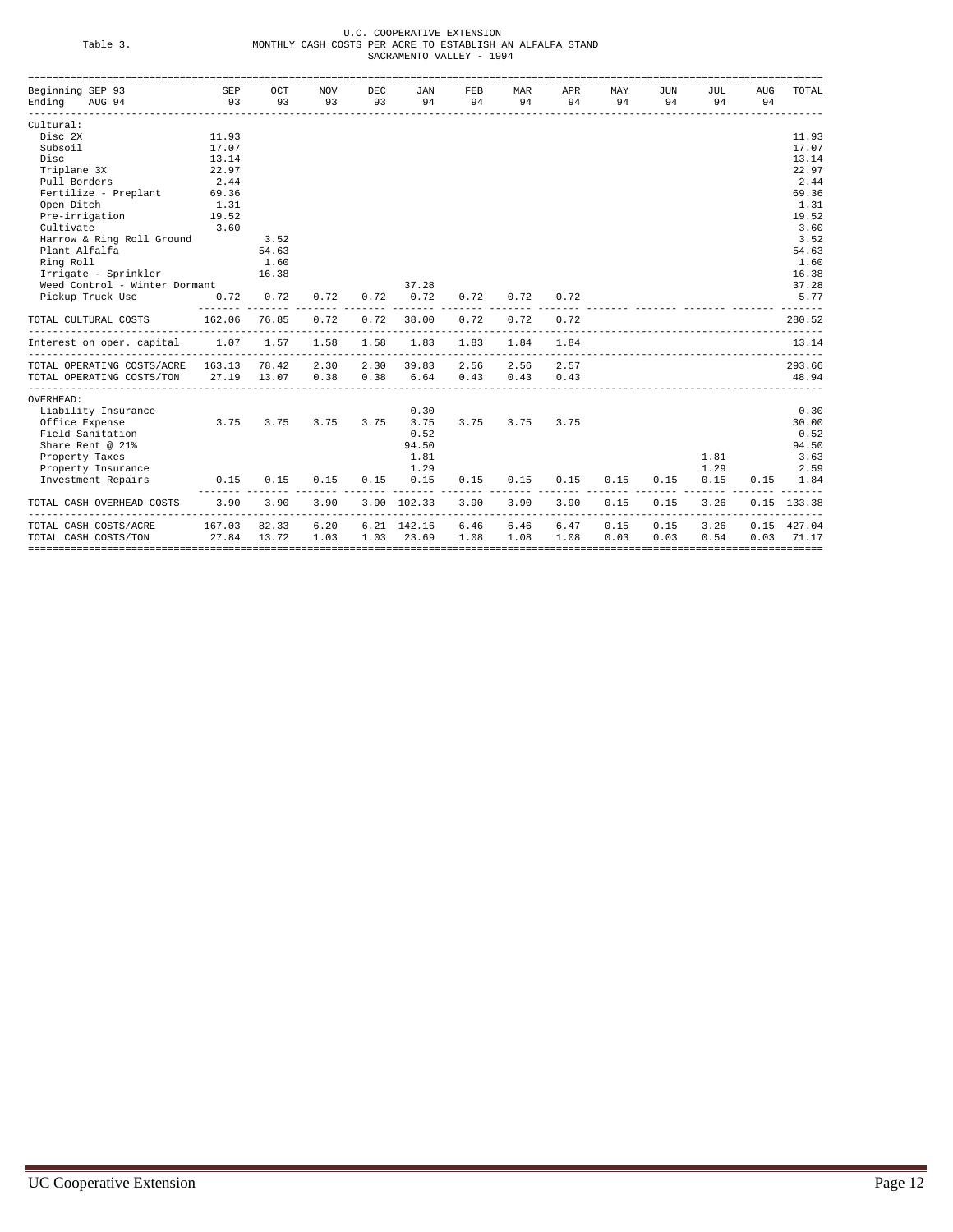U.C. COOPERATIVE EXTENSION

Table 3. MONTHLY CASH COSTS PER ACRE TO ESTABLISH AN ALFALFA STAND

SACRAMENTO VALLEY - 1994

| Beginning SEP 93<br>Ending AUG 94 | SEP 93 | OCT 93 | NOV 93 | DEC 93 | JAN 94 | FEB 94 | MAR 94 | APR 94 | MAY 94 | JUN 94 | JUL 94 | AUG 94 | TOTAL |
|---|---|---|---|---|---|---|---|---|---|---|---|---|---|
| Cultural: | | | | | | | | | | | | | |
| Disc 2X | 11.93 | | | | | | | | | | | | 11.93 |
| Subsoil | 17.07 | | | | | | | | | | | | 17.07 |
| Disc | 13.14 | | | | | | | | | | | | 13.14 |
| Triplane 3X | 22.97 | | | | | | | | | | | | 22.97 |
| Pull Borders | 2.44 | | | | | | | | | | | | 2.44 |
| Fertilize - Preplant | 69.36 | | | | | | | | | | | | 69.36 |
| Open Ditch | 1.31 | | | | | | | | | | | | 1.31 |
| Pre-irrigation | 19.52 | | | | | | | | | | | | 19.52 |
| Cultivate | 3.60 | | | | | | | | | | | | 3.60 |
| Harrow & Ring Roll Ground | | 3.52 | | | | | | | | | | | 3.52 |
| Plant Alfalfa | | 54.63 | | | | | | | | | | | 54.63 |
| Ring Roll | | 1.60 | | | | | | | | | | | 1.60 |
| Irrigate - Sprinkler | | 16.38 | | | | | | | | | | | 16.38 |
| Weed Control - Winter Dormant | | | | | 37.28 | | | | | | | | 37.28 |
| Pickup Truck Use | 0.72 | 0.72 | 0.72 | 0.72 | 0.72 | 0.72 | 0.72 | 0.72 | | | | | 5.77 |
| TOTAL CULTURAL COSTS | 162.06 | 76.85 | 0.72 | 0.72 | 38.00 | 0.72 | 0.72 | 0.72 | | | | | 280.52 |
| Interest on oper. capital | 1.07 | 1.57 | 1.58 | 1.58 | 1.83 | 1.83 | 1.84 | 1.84 | | | | | 13.14 |
| TOTAL OPERATING COSTS/ACRE | 163.13 | 78.42 | 2.30 | 2.30 | 39.83 | 2.56 | 2.56 | 2.57 | | | | | 293.66 |
| TOTAL OPERATING COSTS/TON | 27.19 | 13.07 | 0.38 | 0.38 | 6.64 | 0.43 | 0.43 | 0.43 | | | | | 48.94 |
| OVERHEAD: | | | | | | | | | | | | | |
| Liability Insurance | | | | | 0.30 | | | | | | | | 0.30 |
| Office Expense | 3.75 | 3.75 | 3.75 | 3.75 | 3.75 | 3.75 | 3.75 | 3.75 | | | | | 30.00 |
| Field Sanitation | | | | | 0.52 | | | | | | | | 0.52 |
| Share Rent @ 21% | | | | | 94.50 | | | | | | | | 94.50 |
| Property Taxes | | | | | 1.81 | | | | | | 1.81 | | 3.63 |
| Property Insurance | | | | | 1.29 | | | | | | 1.29 | | 2.59 |
| Investment Repairs | 0.15 | 0.15 | 0.15 | 0.15 | 0.15 | 0.15 | 0.15 | 0.15 | 0.15 | 0.15 | 0.15 | 0.15 | 1.84 |
| TOTAL CASH OVERHEAD COSTS | 3.90 | 3.90 | 3.90 | 3.90 | 102.33 | 3.90 | 3.90 | 3.90 | 0.15 | 0.15 | 3.26 | 0.15 | 133.38 |
| TOTAL CASH COSTS/ACRE | 167.03 | 82.33 | 6.20 | 6.21 | 142.16 | 6.46 | 6.46 | 6.47 | 0.15 | 0.15 | 3.26 | 0.15 | 427.04 |
| TOTAL CASH COSTS/TON | 27.84 | 13.72 | 1.03 | 1.03 | 23.69 | 1.08 | 1.08 | 1.08 | 0.03 | 0.03 | 0.54 | 0.03 | 71.17 |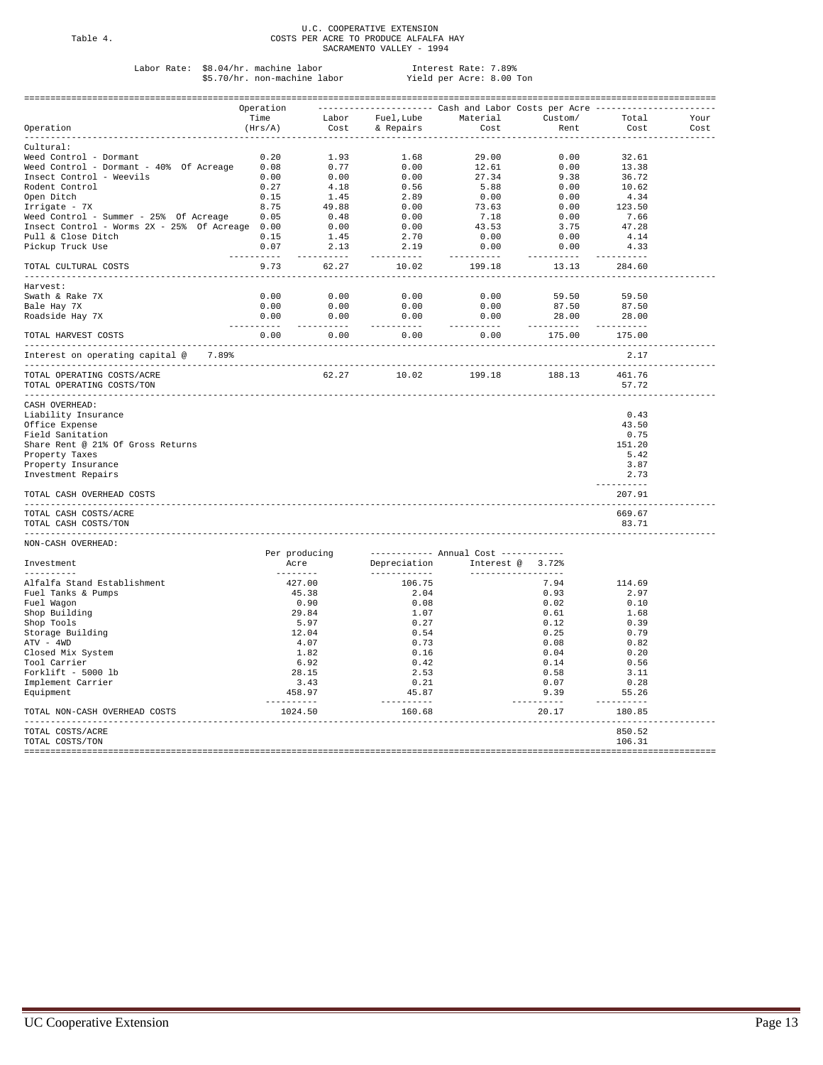Table 4.

# U.C. COOPERATIVE EXTENSION
## COSTS PER ACRE TO PRODUCE ALFALFA HAY
## SACRAMENTO VALLEY - 1994

Labor Rate: $8.04/hr. machine labor — Interest Rate: 7.89%
$5.70/hr. non-machine labor — Yield per Acre: 8.00 Ton

| Operation | Operation Time (Hrs/A) | Labor Cost | Fuel, Lube & Repairs | Material Cost | Custom/ Rent | Total Cost | Your Cost |
|---|---|---|---|---|---|---|---|
| | | Cash and Labor Costs per Acre | | | | | |
| **Cultural:** | | | | | | | |
| Weed Control - Dormant | 0.20 | 1.93 | 1.68 | 29.00 | 0.00 | 32.61 | |
| Weed Control - Dormant - 40% Of Acreage | 0.08 | 0.77 | 0.00 | 12.61 | 0.00 | 13.38 | |
| Insect Control - Weevils | 0.00 | 0.00 | 0.00 | 27.34 | 9.38 | 36.72 | |
| Rodent Control | 0.27 | 4.18 | 0.56 | 5.88 | 0.00 | 10.62 | |
| Open Ditch | 0.15 | 1.45 | 2.89 | 0.00 | 0.00 | 4.34 | |
| Irrigate - 7X | 8.75 | 49.88 | 0.00 | 73.63 | 0.00 | 123.50 | |
| Weed Control - Summer - 25% Of Acreage | 0.05 | 0.48 | 0.00 | 7.18 | 0.00 | 7.66 | |
| Insect Control - Worms 2X - 25% Of Acreage | 0.00 | 0.00 | 0.00 | 43.53 | 3.75 | 47.28 | |
| Pull & Close Ditch | 0.15 | 1.45 | 2.70 | 0.00 | 0.00 | 4.14 | |
| Pickup Truck Use | 0.07 | 2.13 | 2.19 | 0.00 | 0.00 | 4.33 | |
| TOTAL CULTURAL COSTS | 9.73 | 62.27 | 10.02 | 199.18 | 13.13 | 284.60 | |
| **Harvest:** | | | | | | | |
| Swath & Rake 7X | 0.00 | 0.00 | 0.00 | 0.00 | 59.50 | 59.50 | |
| Bale Hay 7X | 0.00 | 0.00 | 0.00 | 0.00 | 87.50 | 87.50 | |
| Roadside Hay 7X | 0.00 | 0.00 | 0.00 | 0.00 | 28.00 | 28.00 | |
| TOTAL HARVEST COSTS | 0.00 | 0.00 | 0.00 | 0.00 | 175.00 | 175.00 | |
| Interest on operating capital @ 7.89% | | | | | | 2.17 | |
| TOTAL OPERATING COSTS/ACRE | | 62.27 | 10.02 | 199.18 | 188.13 | 461.76 | |
| TOTAL OPERATING COSTS/TON | | | | | | 57.72 | |
| **CASH OVERHEAD:** | | | | | | | |
| Liability Insurance | | | | | | 0.43 | |
| Office Expense | | | | | | 43.50 | |
| Field Sanitation | | | | | | 0.75 | |
| Share Rent @ 21% Of Gross Returns | | | | | | 151.20 | |
| Property Taxes | | | | | | 5.42 | |
| Property Insurance | | | | | | 3.87 | |
| Investment Repairs | | | | | | 2.73 | |
| TOTAL CASH OVERHEAD COSTS | | | | | | 207.91 | |
| TOTAL CASH COSTS/ACRE | | | | | | 669.67 | |
| TOTAL CASH COSTS/TON | | | | | | 83.71 | |

**NON-CASH OVERHEAD:**

| Investment | Per producing Acre | Annual Cost: Depreciation | Annual Cost: Interest @ 3.72% | Total Cost | Your Cost |
|---|---|---|---|---|---|
| Alfalfa Stand Establishment | 427.00 | 106.75 | 7.94 | 114.69 | |
| Fuel Tanks & Pumps | 45.38 | 2.04 | 0.93 | 2.97 | |
| Fuel Wagon | 0.90 | 0.08 | 0.02 | 0.10 | |
| Shop Building | 29.84 | 1.07 | 0.61 | 1.68 | |
| Shop Tools | 5.97 | 0.27 | 0.12 | 0.39 | |
| Storage Building | 12.04 | 0.54 | 0.25 | 0.79 | |
| ATV - 4WD | 4.07 | 0.73 | 0.08 | 0.82 | |
| Closed Mix System | 1.82 | 0.16 | 0.04 | 0.20 | |
| Tool Carrier | 6.92 | 0.42 | 0.14 | 0.56 | |
| Forklift - 5000 lb | 28.15 | 2.53 | 0.58 | 3.11 | |
| Implement Carrier | 3.43 | 0.21 | 0.07 | 0.28 | |
| Equipment | 458.97 | 45.87 | 9.39 | 55.26 | |
| TOTAL NON-CASH OVERHEAD COSTS | 1024.50 | 160.68 | 20.17 | 180.85 | |
| TOTAL COSTS/ACRE | | | | 850.52 | |
| TOTAL COSTS/TON | | | | 106.31 | |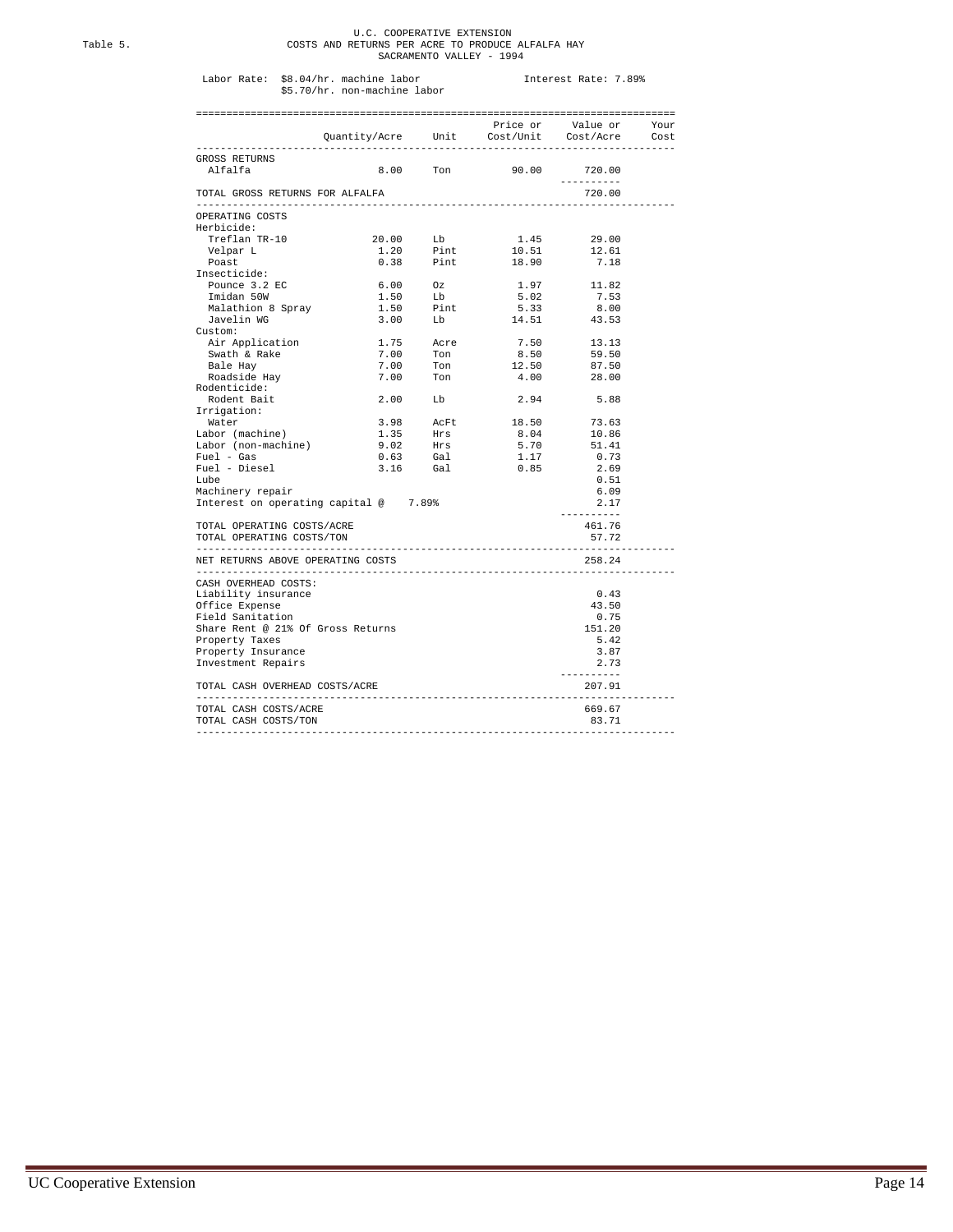Table 5.

U.C. COOPERATIVE EXTENSION
COSTS AND RETURNS PER ACRE TO PRODUCE ALFALFA HAY
SACRAMENTO VALLEY - 1994

Labor Rate: $8.04/hr. machine labor
$5.70/hr. non-machine labor

Interest Rate: 7.89%

| | Quantity/Acre | Unit | Price or Cost/Unit | Value or Cost/Acre | Your Cost |
|---|---|---|---|---|---|
| GROSS RETURNS | | | | | |
| Alfalfa | 8.00 | Ton | 90.00 | 720.00 | |
| TOTAL GROSS RETURNS FOR ALFALFA | | | | 720.00 | |
| OPERATING COSTS | | | | | |
| Herbicide: | | | | | |
| Treflan TR-10 | 20.00 | Lb | 1.45 | 29.00 | |
| Velpar L | 1.20 | Pint | 10.51 | 12.61 | |
| Poast | 0.38 | Pint | 18.90 | 7.18 | |
| Insecticide: | | | | | |
| Pounce 3.2 EC | 6.00 | Oz | 1.97 | 11.82 | |
| Imidan 50W | 1.50 | Lb | 5.02 | 7.53 | |
| Malathion 8 Spray | 1.50 | Pint | 5.33 | 8.00 | |
| Javelin WG | 3.00 | Lb | 14.51 | 43.53 | |
| Custom: | | | | | |
| Air Application | 1.75 | Acre | 7.50 | 13.13 | |
| Swath & Rake | 7.00 | Ton | 8.50 | 59.50 | |
| Bale Hay | 7.00 | Ton | 12.50 | 87.50 | |
| Roadside Hay | 7.00 | Ton | 4.00 | 28.00 | |
| Rodenticide: | | | | | |
| Rodent Bait | 2.00 | Lb | 2.94 | 5.88 | |
| Irrigation: | | | | | |
| Water | 3.98 | AcFt | 18.50 | 73.63 | |
| Labor (machine) | 1.35 | Hrs | 8.04 | 10.86 | |
| Labor (non-machine) | 9.02 | Hrs | 5.70 | 51.41 | |
| Fuel - Gas | 0.63 | Gal | 1.17 | 0.73 | |
| Fuel - Diesel | 3.16 | Gal | 0.85 | 2.69 | |
| Lube | | | | 0.51 | |
| Machinery repair | | | | 6.09 | |
| Interest on operating capital @ 7.89% | | | | 2.17 | |
| TOTAL OPERATING COSTS/ACRE | | | | 461.76 | |
| TOTAL OPERATING COSTS/TON | | | | 57.72 | |
| NET RETURNS ABOVE OPERATING COSTS | | | | 258.24 | |
| CASH OVERHEAD COSTS: | | | | | |
| Liability insurance | | | | 0.43 | |
| Office Expense | | | | 43.50 | |
| Field Sanitation | | | | 0.75 | |
| Share Rent @ 21% Of Gross Returns | | | | 151.20 | |
| Property Taxes | | | | 5.42 | |
| Property Insurance | | | | 3.87 | |
| Investment Repairs | | | | 2.73 | |
| TOTAL CASH OVERHEAD COSTS/ACRE | | | | 207.91 | |
| TOTAL CASH COSTS/ACRE | | | | 669.67 | |
| TOTAL CASH COSTS/TON | | | | 83.71 | |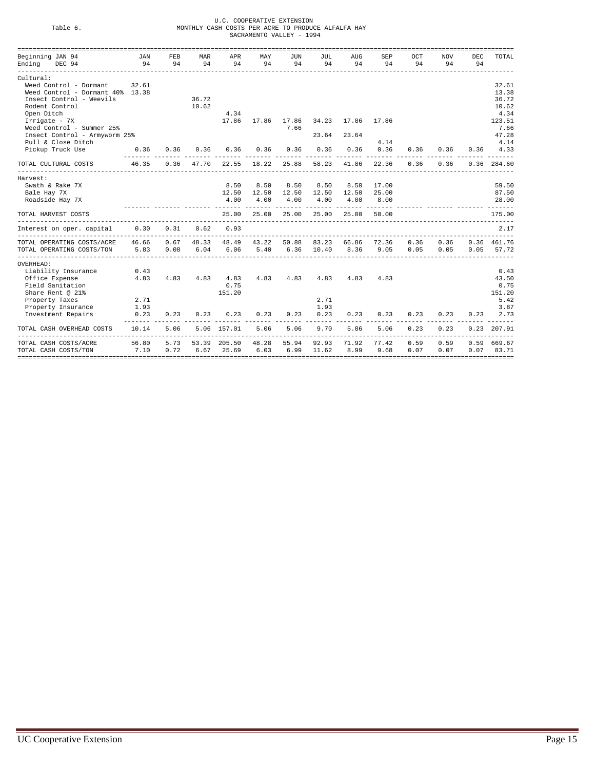Table 6.

U.C. COOPERATIVE EXTENSION
MONTHLY CASH COSTS PER ACRE TO PRODUCE ALFALFA HAY
SACRAMENTO VALLEY - 1994

| Beginning JAN 94 Ending DEC 94 | JAN 94 | FEB 94 | MAR 94 | APR 94 | MAY 94 | JUN 94 | JUL 94 | AUG 94 | SEP 94 | OCT 94 | NOV 94 | DEC 94 | TOTAL |
|---|---|---|---|---|---|---|---|---|---|---|---|---|---|
| Cultural: | | | | | | | | | | | | | |
| Weed Control - Dormant | 32.61 | | | | | | | | | | | | 32.61 |
| Weed Control - Dormant 40% | 13.38 | | | | | | | | | | | | 13.38 |
| Insect Control - Weevils | | | 36.72 | | | | | | | | | | 36.72 |
| Rodent Control | | | 10.62 | | | | | | | | | | 10.62 |
| Open Ditch | | | | 4.34 | | | | | | | | | 4.34 |
| Irrigate - 7X | | | | 17.86 | 17.86 | 17.86 | 34.23 | 17.86 | 17.86 | | | | 123.51 |
| Weed Control - Summer 25% | | | | | | 7.66 | | | | | | | 7.66 |
| Insect Control - Armyworm 25% | | | | | | | 23.64 | 23.64 | | | | | 47.28 |
| Pull & Close Ditch | | | | | | | | | 4.14 | | | | 4.14 |
| Pickup Truck Use | 0.36 | 0.36 | 0.36 | 0.36 | 0.36 | 0.36 | 0.36 | 0.36 | 0.36 | 0.36 | 0.36 | 0.36 | 4.33 |
| TOTAL CULTURAL COSTS | 46.35 | 0.36 | 47.70 | 22.55 | 18.22 | 25.88 | 58.23 | 41.86 | 22.36 | 0.36 | 0.36 | 0.36 | 284.60 |
| Harvest: | | | | | | | | | | | | | |
| Swath & Rake 7X | | | | 8.50 | 8.50 | 8.50 | 8.50 | 8.50 | 17.00 | | | | 59.50 |
| Bale Hay 7X | | | | 12.50 | 12.50 | 12.50 | 12.50 | 12.50 | 25.00 | | | | 87.50 |
| Roadside Hay 7X | | | | 4.00 | 4.00 | 4.00 | 4.00 | 4.00 | 8.00 | | | | 28.00 |
| TOTAL HARVEST COSTS | | | | 25.00 | 25.00 | 25.00 | 25.00 | 25.00 | 50.00 | | | | 175.00 |
| Interest on oper. capital | 0.30 | 0.31 | 0.62 | 0.93 | | | | | | | | | 2.17 |
| TOTAL OPERATING COSTS/ACRE | 46.66 | 0.67 | 48.33 | 48.49 | 43.22 | 50.88 | 83.23 | 66.86 | 72.36 | 0.36 | 0.36 | 0.36 | 461.76 |
| TOTAL OPERATING COSTS/TON | 5.83 | 0.08 | 6.04 | 6.06 | 5.40 | 6.36 | 10.40 | 8.36 | 9.05 | 0.05 | 0.05 | 0.05 | 57.72 |
| OVERHEAD: | | | | | | | | | | | | | |
| Liability Insurance | 0.43 | | | | | | | | | | | | 0.43 |
| Office Expense | 4.83 | 4.83 | 4.83 | 4.83 | 4.83 | 4.83 | 4.83 | 4.83 | 4.83 | | | | 43.50 |
| Field Sanitation | | | | 0.75 | | | | | | | | | 0.75 |
| Share Rent @ 21% | | | | 151.20 | | | | | | | | | 151.20 |
| Property Taxes | 2.71 | | | | | | 2.71 | | | | | | 5.42 |
| Property Insurance | 1.93 | | | | | | 1.93 | | | | | | 3.87 |
| Investment Repairs | 0.23 | 0.23 | 0.23 | 0.23 | 0.23 | 0.23 | 0.23 | 0.23 | 0.23 | 0.23 | 0.23 | 0.23 | 2.73 |
| TOTAL CASH OVERHEAD COSTS | 10.14 | 5.06 | 5.06 | 157.01 | 5.06 | 5.06 | 9.70 | 5.06 | 5.06 | 0.23 | 0.23 | 0.23 | 207.91 |
| TOTAL CASH COSTS/ACRE | 56.80 | 5.73 | 53.39 | 205.50 | 48.28 | 55.94 | 92.93 | 71.92 | 77.42 | 0.59 | 0.59 | 0.59 | 669.67 |
| TOTAL CASH COSTS/TON | 7.10 | 0.72 | 6.67 | 25.69 | 6.03 | 6.99 | 11.62 | 8.99 | 9.68 | 0.07 | 0.07 | 0.07 | 83.71 |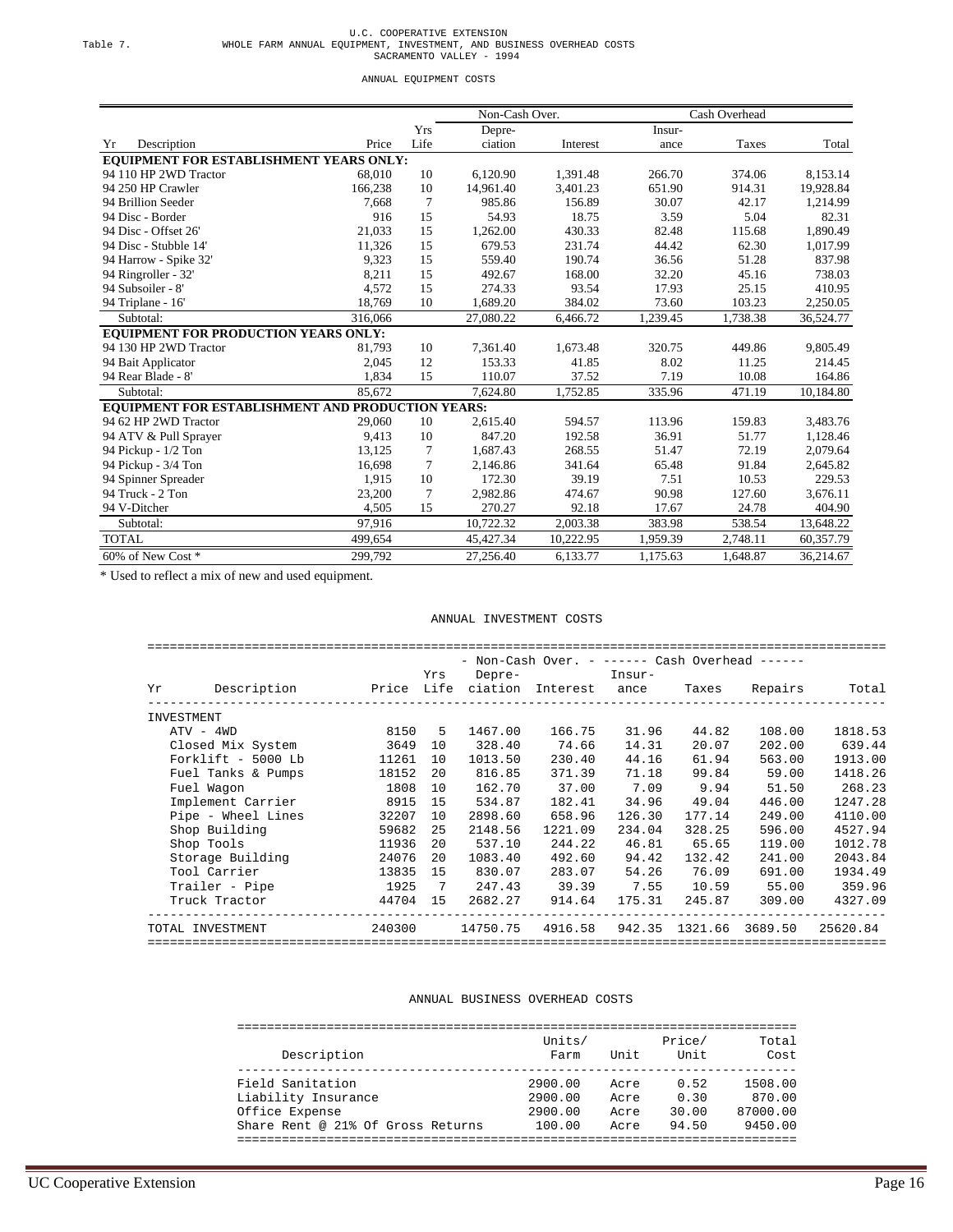U.C. COOPERATIVE EXTENSION

Table 7. WHOLE FARM ANNUAL EQUIPMENT, INVESTMENT, AND BUSINESS OVERHEAD COSTS

SACRAMENTO VALLEY - 1994

ANNUAL EQUIPMENT COSTS

| | | | Non-Cash Over. | | Cash Overhead | | |
|---|---|---|---|---|---|---|---|
| Yr Description | Price | Yrs Life | Depre- ciation | Interest | Insur- ance | Taxes | Total |
| **EQUIPMENT FOR ESTABLISHMENT YEARS ONLY:** | | | | | | | |
| 94 110 HP 2WD Tractor | 68,010 | 10 | 6,120.90 | 1,391.48 | 266.70 | 374.06 | 8,153.14 |
| 94 250 HP Crawler | 166,238 | 10 | 14,961.40 | 3,401.23 | 651.90 | 914.31 | 19,928.84 |
| 94 Brillion Seeder | 7,668 | 7 | 985.86 | 156.89 | 30.07 | 42.17 | 1,214.99 |
| 94 Disc - Border | 916 | 15 | 54.93 | 18.75 | 3.59 | 5.04 | 82.31 |
| 94 Disc - Offset 26' | 21,033 | 15 | 1,262.00 | 430.33 | 82.48 | 115.68 | 1,890.49 |
| 94 Disc - Stubble 14' | 11,326 | 15 | 679.53 | 231.74 | 44.42 | 62.30 | 1,017.99 |
| 94 Harrow - Spike 32' | 9,323 | 15 | 559.40 | 190.74 | 36.56 | 51.28 | 837.98 |
| 94 Ringroller - 32' | 8,211 | 15 | 492.67 | 168.00 | 32.20 | 45.16 | 738.03 |
| 94 Subsoiler - 8' | 4,572 | 15 | 274.33 | 93.54 | 17.93 | 25.15 | 410.95 |
| 94 Triplane - 16' | 18,769 | 10 | 1,689.20 | 384.02 | 73.60 | 103.23 | 2,250.05 |
| Subtotal: | 316,066 | | 27,080.22 | 6,466.72 | 1,239.45 | 1,738.38 | 36,524.77 |
| **EQUIPMENT FOR PRODUCTION YEARS ONLY:** | | | | | | | |
| 94 130 HP 2WD Tractor | 81,793 | 10 | 7,361.40 | 1,673.48 | 320.75 | 449.86 | 9,805.49 |
| 94 Bait Applicator | 2,045 | 12 | 153.33 | 41.85 | 8.02 | 11.25 | 214.45 |
| 94 Rear Blade - 8' | 1,834 | 15 | 110.07 | 37.52 | 7.19 | 10.08 | 164.86 |
| Subtotal: | 85,672 | | 7,624.80 | 1,752.85 | 335.96 | 471.19 | 10,184.80 |
| **EQUIPMENT FOR ESTABLISHMENT AND PRODUCTION YEARS:** | | | | | | | |
| 94 62 HP 2WD Tractor | 29,060 | 10 | 2,615.40 | 594.57 | 113.96 | 159.83 | 3,483.76 |
| 94 ATV & Pull Sprayer | 9,413 | 10 | 847.20 | 192.58 | 36.91 | 51.77 | 1,128.46 |
| 94 Pickup - 1/2 Ton | 13,125 | 7 | 1,687.43 | 268.55 | 51.47 | 72.19 | 2,079.64 |
| 94 Pickup - 3/4 Ton | 16,698 | 7 | 2,146.86 | 341.64 | 65.48 | 91.84 | 2,645.82 |
| 94 Spinner Spreader | 1,915 | 10 | 172.30 | 39.19 | 7.51 | 10.53 | 229.53 |
| 94 Truck - 2 Ton | 23,200 | 7 | 2,982.86 | 474.67 | 90.98 | 127.60 | 3,676.11 |
| 94 V-Ditcher | 4,505 | 15 | 270.27 | 92.18 | 17.67 | 24.78 | 404.90 |
| Subtotal: | 97,916 | | 10,722.32 | 2,003.38 | 383.98 | 538.54 | 13,648.22 |
| TOTAL | 499,654 | | 45,427.34 | 10,222.95 | 1,959.39 | 2,748.11 | 60,357.79 |
| 60% of New Cost * | 299,792 | | 27,256.40 | 6,133.77 | 1,175.63 | 1,648.87 | 36,214.67 |

* Used to reflect a mix of new and used equipment.

ANNUAL INVESTMENT COSTS

| | | | - Non-Cash Over. - | | ------ Cash Overhead ------ | | | |
|---|---|---|---|---|---|---|---|---|
| Yr Description | Price | Yrs Life | Depre- ciation | Interest | Insur- ance | Taxes | Repairs | Total |
| INVESTMENT | | | | | | | | |
| ATV - 4WD | 8150 | 5 | 1467.00 | 166.75 | 31.96 | 44.82 | 108.00 | 1818.53 |
| Closed Mix System | 3649 | 10 | 328.40 | 74.66 | 14.31 | 20.07 | 202.00 | 639.44 |
| Forklift - 5000 Lb | 11261 | 10 | 1013.50 | 230.40 | 44.16 | 61.94 | 563.00 | 1913.00 |
| Fuel Tanks & Pumps | 18152 | 20 | 816.85 | 371.39 | 71.18 | 99.84 | 59.00 | 1418.26 |
| Fuel Wagon | 1808 | 10 | 162.70 | 37.00 | 7.09 | 9.94 | 51.50 | 268.23 |
| Implement Carrier | 8915 | 15 | 534.87 | 182.41 | 34.96 | 49.04 | 446.00 | 1247.28 |
| Pipe - Wheel Lines | 32207 | 10 | 2898.60 | 658.96 | 126.30 | 177.14 | 249.00 | 4110.00 |
| Shop Building | 59682 | 25 | 2148.56 | 1221.09 | 234.04 | 328.25 | 596.00 | 4527.94 |
| Shop Tools | 11936 | 20 | 537.10 | 244.22 | 46.81 | 65.65 | 119.00 | 1012.78 |
| Storage Building | 24076 | 20 | 1083.40 | 492.60 | 94.42 | 132.42 | 241.00 | 2043.84 |
| Tool Carrier | 13835 | 15 | 830.07 | 283.07 | 54.26 | 76.09 | 691.00 | 1934.49 |
| Trailer - Pipe | 1925 | 7 | 247.43 | 39.39 | 7.55 | 10.59 | 55.00 | 359.96 |
| Truck Tractor | 44704 | 15 | 2682.27 | 914.64 | 175.31 | 245.87 | 309.00 | 4327.09 |
| TOTAL INVESTMENT | 240300 | | 14750.75 | 4916.58 | 942.35 | 1321.66 | 3689.50 | 25620.84 |

ANNUAL BUSINESS OVERHEAD COSTS

| Description | Units/ Farm | Unit | Price/ Unit | Total Cost |
|---|---|---|---|---|
| Field Sanitation | 2900.00 | Acre | 0.52 | 1508.00 |
| Liability Insurance | 2900.00 | Acre | 0.30 | 870.00 |
| Office Expense | 2900.00 | Acre | 30.00 | 87000.00 |
| Share Rent @ 21% Of Gross Returns | 100.00 | Acre | 94.50 | 9450.00 |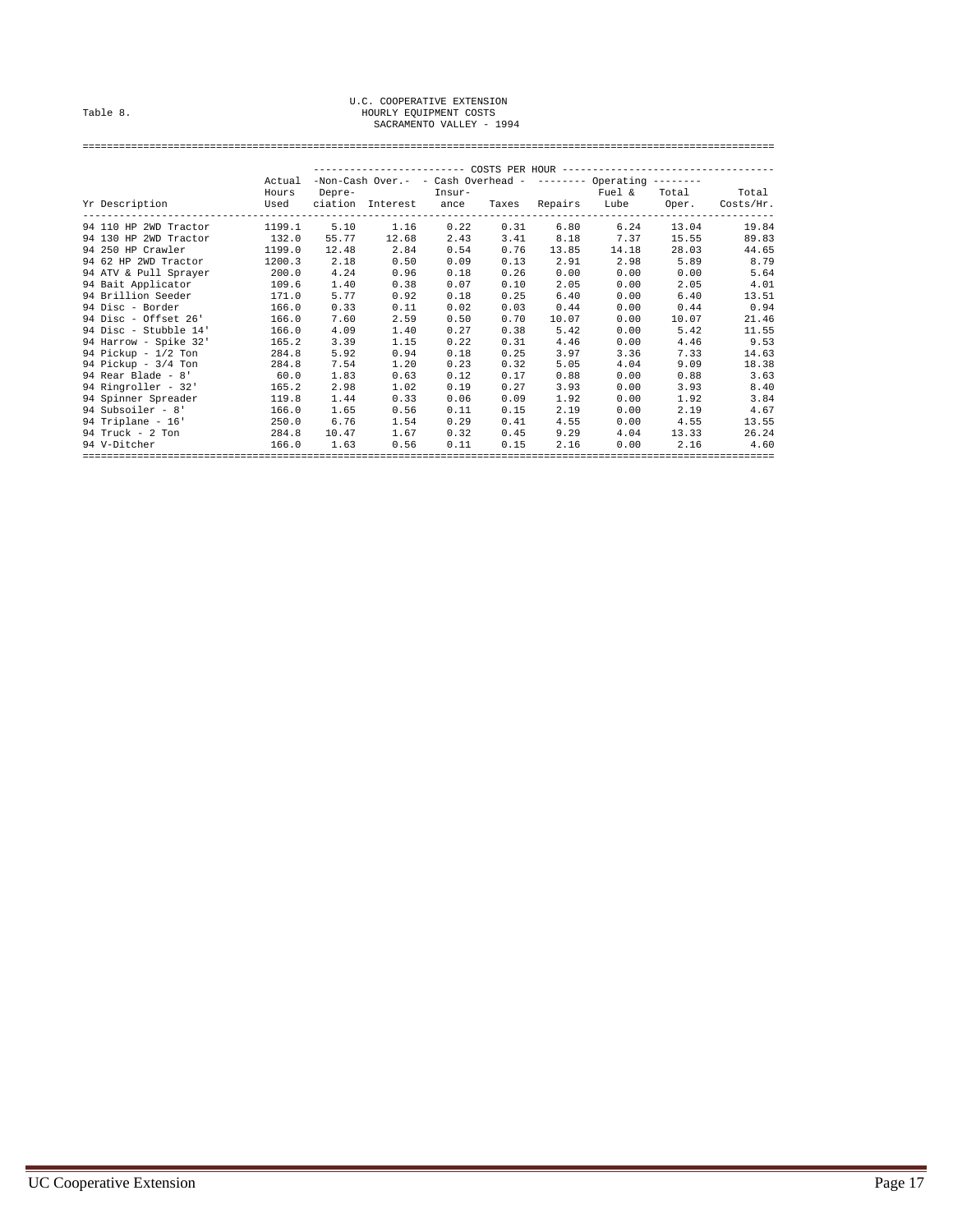Table 8.

U.C. COOPERATIVE EXTENSION
HOURLY EQUIPMENT COSTS
SACRAMENTO VALLEY - 1994

| Yr Description | Actual Hours Used | Non-Cash Over. Depreciation | Non-Cash Over. Interest | Cash Overhead Insurance | Cash Overhead Taxes | Operating Repairs | Operating Fuel & Lube | Operating Total Oper. | Total Costs/Hr. |
|---|---|---|---|---|---|---|---|---|---|
| 94 110 HP 2WD Tractor | 1199.1 | 5.10 | 1.16 | 0.22 | 0.31 | 6.80 | 6.24 | 13.04 | 19.84 |
| 94 130 HP 2WD Tractor | 132.0 | 55.77 | 12.68 | 2.43 | 3.41 | 8.18 | 7.37 | 15.55 | 89.83 |
| 94 250 HP Crawler | 1199.0 | 12.48 | 2.84 | 0.54 | 0.76 | 13.85 | 14.18 | 28.03 | 44.65 |
| 94 62 HP 2WD Tractor | 1200.3 | 2.18 | 0.50 | 0.09 | 0.13 | 2.91 | 2.98 | 5.89 | 8.79 |
| 94 ATV & Pull Sprayer | 200.0 | 4.24 | 0.96 | 0.18 | 0.26 | 0.00 | 0.00 | 0.00 | 5.64 |
| 94 Bait Applicator | 109.6 | 1.40 | 0.38 | 0.07 | 0.10 | 2.05 | 0.00 | 2.05 | 4.01 |
| 94 Brillion Seeder | 171.0 | 5.77 | 0.92 | 0.18 | 0.25 | 6.40 | 0.00 | 6.40 | 13.51 |
| 94 Disc - Border | 166.0 | 0.33 | 0.11 | 0.02 | 0.03 | 0.44 | 0.00 | 0.44 | 0.94 |
| 94 Disc - Offset 26' | 166.0 | 7.60 | 2.59 | 0.50 | 0.70 | 10.07 | 0.00 | 10.07 | 21.46 |
| 94 Disc - Stubble 14' | 166.0 | 4.09 | 1.40 | 0.27 | 0.38 | 5.42 | 0.00 | 5.42 | 11.55 |
| 94 Harrow - Spike 32' | 165.2 | 3.39 | 1.15 | 0.22 | 0.31 | 4.46 | 0.00 | 4.46 | 9.53 |
| 94 Pickup - 1/2 Ton | 284.8 | 5.92 | 0.94 | 0.18 | 0.25 | 3.97 | 3.36 | 7.33 | 14.63 |
| 94 Pickup - 3/4 Ton | 284.8 | 7.54 | 1.20 | 0.23 | 0.32 | 5.05 | 4.04 | 9.09 | 18.38 |
| 94 Rear Blade - 8' | 60.0 | 1.83 | 0.63 | 0.12 | 0.17 | 0.88 | 0.00 | 0.88 | 3.63 |
| 94 Ringroller - 32' | 165.2 | 2.98 | 1.02 | 0.19 | 0.27 | 3.93 | 0.00 | 3.93 | 8.40 |
| 94 Spinner Spreader | 119.8 | 1.44 | 0.33 | 0.06 | 0.09 | 1.92 | 0.00 | 1.92 | 3.84 |
| 94 Subsoiler - 8' | 166.0 | 1.65 | 0.56 | 0.11 | 0.15 | 2.19 | 0.00 | 2.19 | 4.67 |
| 94 Triplane - 16' | 250.0 | 6.76 | 1.54 | 0.29 | 0.41 | 4.55 | 0.00 | 4.55 | 13.55 |
| 94 Truck - 2 Ton | 284.8 | 10.47 | 1.67 | 0.32 | 0.45 | 9.29 | 4.04 | 13.33 | 26.24 |
| 94 V-Ditcher | 166.0 | 1.63 | 0.56 | 0.11 | 0.15 | 2.16 | 0.00 | 2.16 | 4.60 |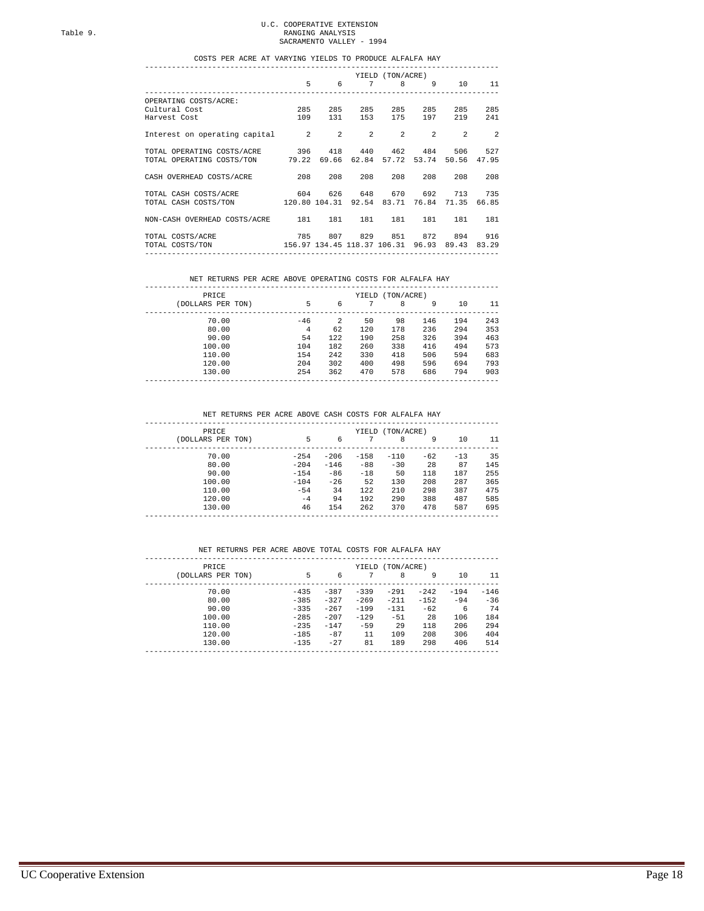Table 9.

U.C. COOPERATIVE EXTENSION
RANGING ANALYSIS
SACRAMENTO VALLEY - 1994

COSTS PER ACRE AT VARYING YIELDS TO PRODUCE ALFALFA HAY

| | YIELD (TON/ACRE) | | | | | | |
|---|---|---|---|---|---|---|---|
| | 5 | 6 | 7 | 8 | 9 | 10 | 11 |
| OPERATING COSTS/ACRE: | | | | | | | |
| Cultural Cost | 285 | 285 | 285 | 285 | 285 | 285 | 285 |
| Harvest Cost | 109 | 131 | 153 | 175 | 197 | 219 | 241 |
| Interest on operating capital | 2 | 2 | 2 | 2 | 2 | 2 | 2 |
| TOTAL OPERATING COSTS/ACRE | 396 | 418 | 440 | 462 | 484 | 506 | 527 |
| TOTAL OPERATING COSTS/TON | 79.22 | 69.66 | 62.84 | 57.72 | 53.74 | 50.56 | 47.95 |
| CASH OVERHEAD COSTS/ACRE | 208 | 208 | 208 | 208 | 208 | 208 | 208 |
| TOTAL CASH COSTS/ACRE | 604 | 626 | 648 | 670 | 692 | 713 | 735 |
| TOTAL CASH COSTS/TON | 120.80 | 104.31 | 92.54 | 83.71 | 76.84 | 71.35 | 66.85 |
| NON-CASH OVERHEAD COSTS/ACRE | 181 | 181 | 181 | 181 | 181 | 181 | 181 |
| TOTAL COSTS/ACRE | 785 | 807 | 829 | 851 | 872 | 894 | 916 |
| TOTAL COSTS/TON | 156.97 | 134.45 | 118.37 | 106.31 | 96.93 | 89.43 | 83.29 |

NET RETURNS PER ACRE ABOVE OPERATING COSTS FOR ALFALFA HAY

| PRICE | YIELD (TON/ACRE) | | | | | | |
|---|---|---|---|---|---|---|---|
| (DOLLARS PER TON) | 5 | 6 | 7 | 8 | 9 | 10 | 11 |
| 70.00 | -46 | 2 | 50 | 98 | 146 | 194 | 243 |
| 80.00 | 4 | 62 | 120 | 178 | 236 | 294 | 353 |
| 90.00 | 54 | 122 | 190 | 258 | 326 | 394 | 463 |
| 100.00 | 104 | 182 | 260 | 338 | 416 | 494 | 573 |
| 110.00 | 154 | 242 | 330 | 418 | 506 | 594 | 683 |
| 120.00 | 204 | 302 | 400 | 498 | 596 | 694 | 793 |
| 130.00 | 254 | 362 | 470 | 578 | 686 | 794 | 903 |

NET RETURNS PER ACRE ABOVE CASH COSTS FOR ALFALFA HAY

| PRICE | YIELD (TON/ACRE) | | | | | | |
|---|---|---|---|---|---|---|---|
| (DOLLARS PER TON) | 5 | 6 | 7 | 8 | 9 | 10 | 11 |
| 70.00 | -254 | -206 | -158 | -110 | -62 | -13 | 35 |
| 80.00 | -204 | -146 | -88 | -30 | 28 | 87 | 145 |
| 90.00 | -154 | -86 | -18 | 50 | 118 | 187 | 255 |
| 100.00 | -104 | -26 | 52 | 130 | 208 | 287 | 365 |
| 110.00 | -54 | 34 | 122 | 210 | 298 | 387 | 475 |
| 120.00 | -4 | 94 | 192 | 290 | 388 | 487 | 585 |
| 130.00 | 46 | 154 | 262 | 370 | 478 | 587 | 695 |

NET RETURNS PER ACRE ABOVE TOTAL COSTS FOR ALFALFA HAY

| PRICE | YIELD (TON/ACRE) | | | | | | |
|---|---|---|---|---|---|---|---|
| (DOLLARS PER TON) | 5 | 6 | 7 | 8 | 9 | 10 | 11 |
| 70.00 | -435 | -387 | -339 | -291 | -242 | -194 | -146 |
| 80.00 | -385 | -327 | -269 | -211 | -152 | -94 | -36 |
| 90.00 | -335 | -267 | -199 | -131 | -62 | 6 | 74 |
| 100.00 | -285 | -207 | -129 | -51 | 28 | 106 | 184 |
| 110.00 | -235 | -147 | -59 | 29 | 118 | 206 | 294 |
| 120.00 | -185 | -87 | 11 | 109 | 208 | 306 | 404 |
| 130.00 | -135 | -27 | 81 | 189 | 298 | 406 | 514 |